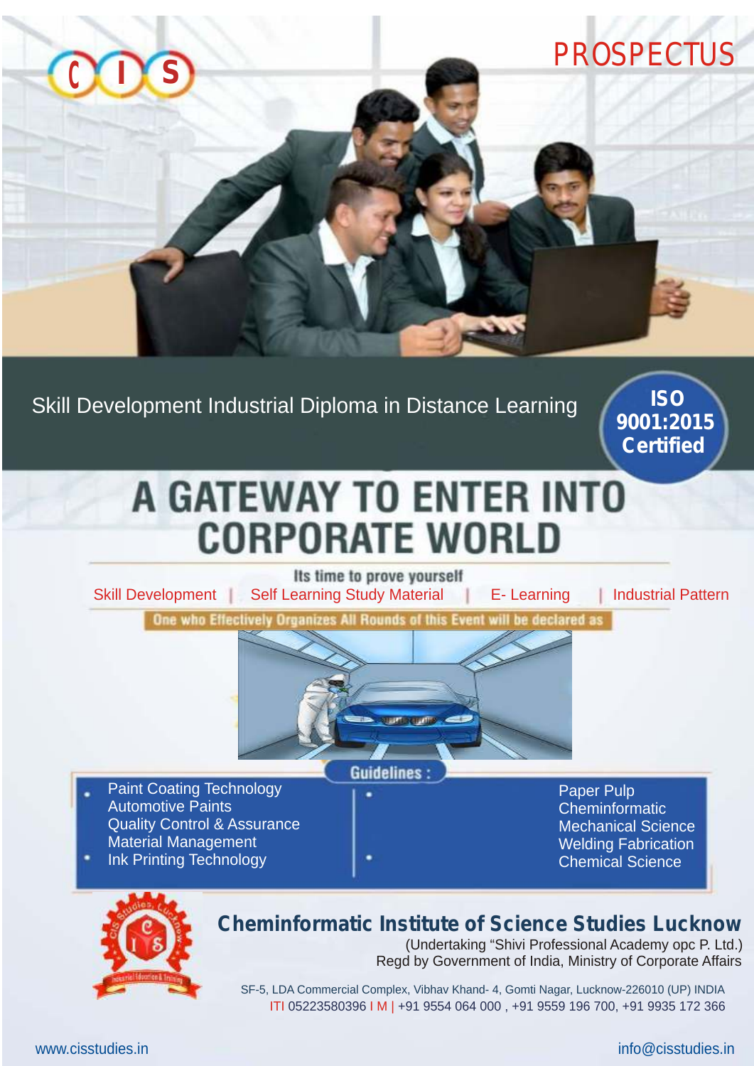CIS

# PROSPECTUS

Skill Development Industrial Diploma in Distance Learning

**ISO 9001:2015 Certified**

# A GATEWAY TO ENTER INTO CORPORATE WORLD

Its time to prove yourself

Skill Development | Self Learning Study Material | E- Learning | Industrial Pattern

One who Effectively Organizes All Rounds of this Event will be declared as

Guidelines :

- Paint Coating Technology
  Automotive Paints
  Quality Control & Assurance
  Material Management
- Ink Printing Technology

- Paper Pulp
  Cheminformatic
  Mechanical Science
- Welding Fabrication
  Chemical Science

## Cheminformatic Institute of Science Studies Lucknow

(Undertaking "Shivi Professional Academy opc P. Ltd.)
Regd by Government of India, Ministry of Corporate Affairs

SF-5, LDA Commercial Complex, Vibhav Khand- 4, Gomti Nagar, Lucknow-226010 (UP) INDIA
ITI 05223580396 I M | +91 9554 064 000 , +91 9559 196 700, +91 9935 172 366

www.cisstudies.in

info@cisstudies.in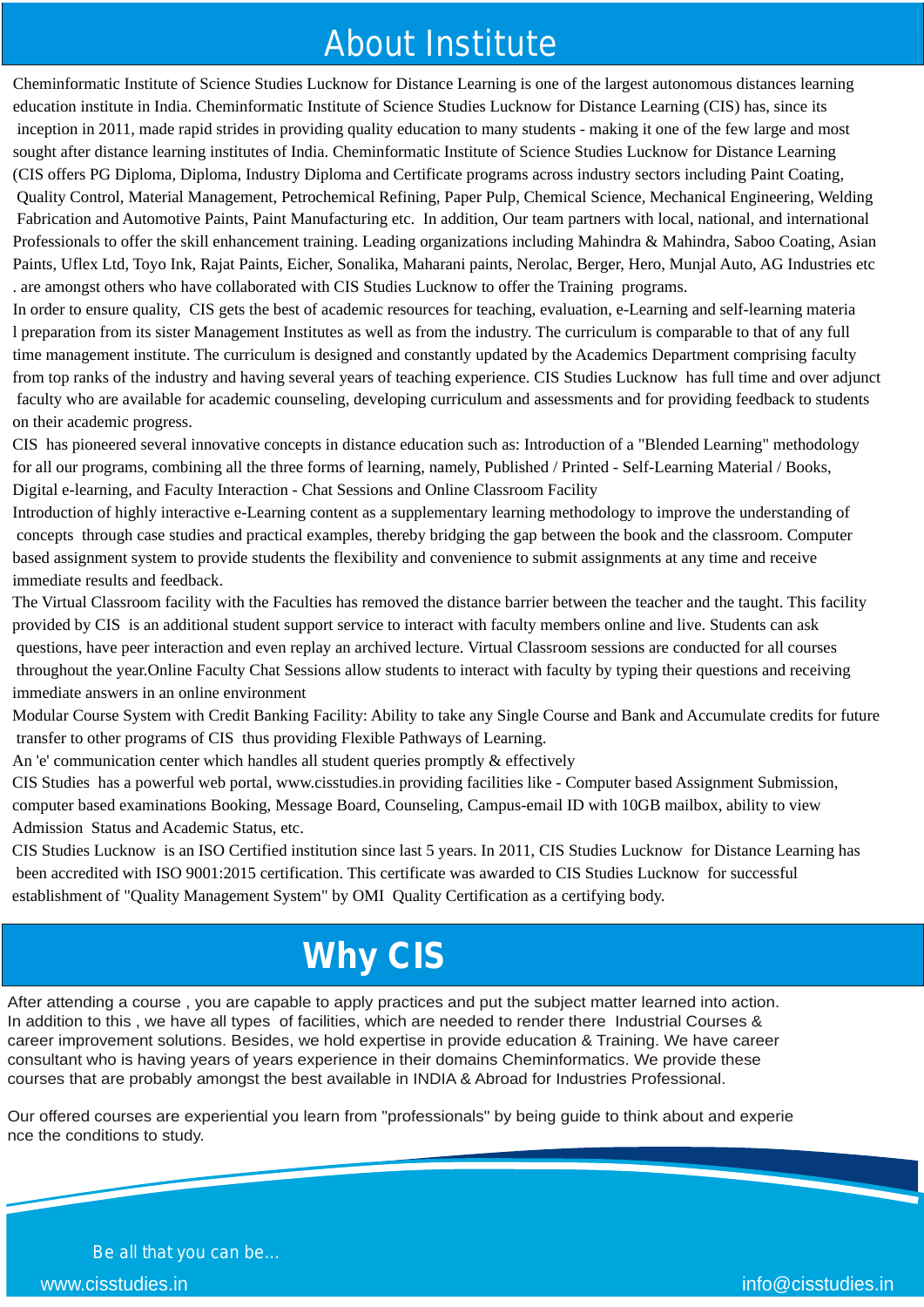# About Institute

Cheminformatic Institute of Science Studies Lucknow for Distance Learning is one of the largest autonomous distances learning education institute in India. Cheminformatic Institute of Science Studies Lucknow for Distance Learning (CIS) has, since its inception in 2011, made rapid strides in providing quality education to many students - making it one of the few large and most sought after distance learning institutes of India. Cheminformatic Institute of Science Studies Lucknow for Distance Learning (CIS offers PG Diploma, Diploma, Industry Diploma and Certificate programs across industry sectors including Paint Coating, Quality Control, Material Management, Petrochemical Refining, Paper Pulp, Chemical Science, Mechanical Engineering, Welding Fabrication and Automotive Paints, Paint Manufacturing etc. In addition, Our team partners with local, national, and international Professionals to offer the skill enhancement training. Leading organizations including Mahindra & Mahindra, Saboo Coating, Asian Paints, Uflex Ltd, Toyo Ink, Rajat Paints, Eicher, Sonalika, Maharani paints, Nerolac, Berger, Hero, Munjal Auto, AG Industries etc . are amongst others who have collaborated with CIS Studies Lucknow to offer the Training programs.

In order to ensure quality, CIS gets the best of academic resources for teaching, evaluation, e-Learning and self-learning materia l preparation from its sister Management Institutes as well as from the industry. The curriculum is comparable to that of any full time management institute. The curriculum is designed and constantly updated by the Academics Department comprising faculty from top ranks of the industry and having several years of teaching experience. CIS Studies Lucknow has full time and over adjunct faculty who are available for academic counseling, developing curriculum and assessments and for providing feedback to students on their academic progress.

CIS has pioneered several innovative concepts in distance education such as: Introduction of a "Blended Learning" methodology for all our programs, combining all the three forms of learning, namely, Published / Printed - Self-Learning Material / Books, Digital e-learning, and Faculty Interaction - Chat Sessions and Online Classroom Facility

Introduction of highly interactive e-Learning content as a supplementary learning methodology to improve the understanding of concepts through case studies and practical examples, thereby bridging the gap between the book and the classroom. Computer based assignment system to provide students the flexibility and convenience to submit assignments at any time and receive immediate results and feedback.

The Virtual Classroom facility with the Faculties has removed the distance barrier between the teacher and the taught. This facility provided by CIS is an additional student support service to interact with faculty members online and live. Students can ask questions, have peer interaction and even replay an archived lecture. Virtual Classroom sessions are conducted for all courses throughout the year.Online Faculty Chat Sessions allow students to interact with faculty by typing their questions and receiving immediate answers in an online environment

Modular Course System with Credit Banking Facility: Ability to take any Single Course and Bank and Accumulate credits for future transfer to other programs of CIS thus providing Flexible Pathways of Learning.

An 'e' communication center which handles all student queries promptly & effectively

CIS Studies has a powerful web portal, www.cisstudies.in providing facilities like - Computer based Assignment Submission, computer based examinations Booking, Message Board, Counseling, Campus-email ID with 10GB mailbox, ability to view Admission Status and Academic Status, etc.

CIS Studies Lucknow is an ISO Certified institution since last 5 years. In 2011, CIS Studies Lucknow for Distance Learning has been accredited with ISO 9001:2015 certification. This certificate was awarded to CIS Studies Lucknow for successful establishment of "Quality Management System" by OMI Quality Certification as a certifying body.

# Why CIS

After attending a course , you are capable to apply practices and put the subject matter learned into action. In addition to this , we have all types of facilities, which are needed to render there Industrial Courses & career improvement solutions. Besides, we hold expertise in provide education & Training. We have career consultant who is having years of years experience in their domains Cheminformatics. We provide these courses that are probably amongst the best available in INDIA & Abroad for Industries Professional.

Our offered courses are experiential you learn from "professionals" by being guide to think about and experie nce the conditions to study.

Be all that you can be...

www.cisstudies.in

info@cisstudies.in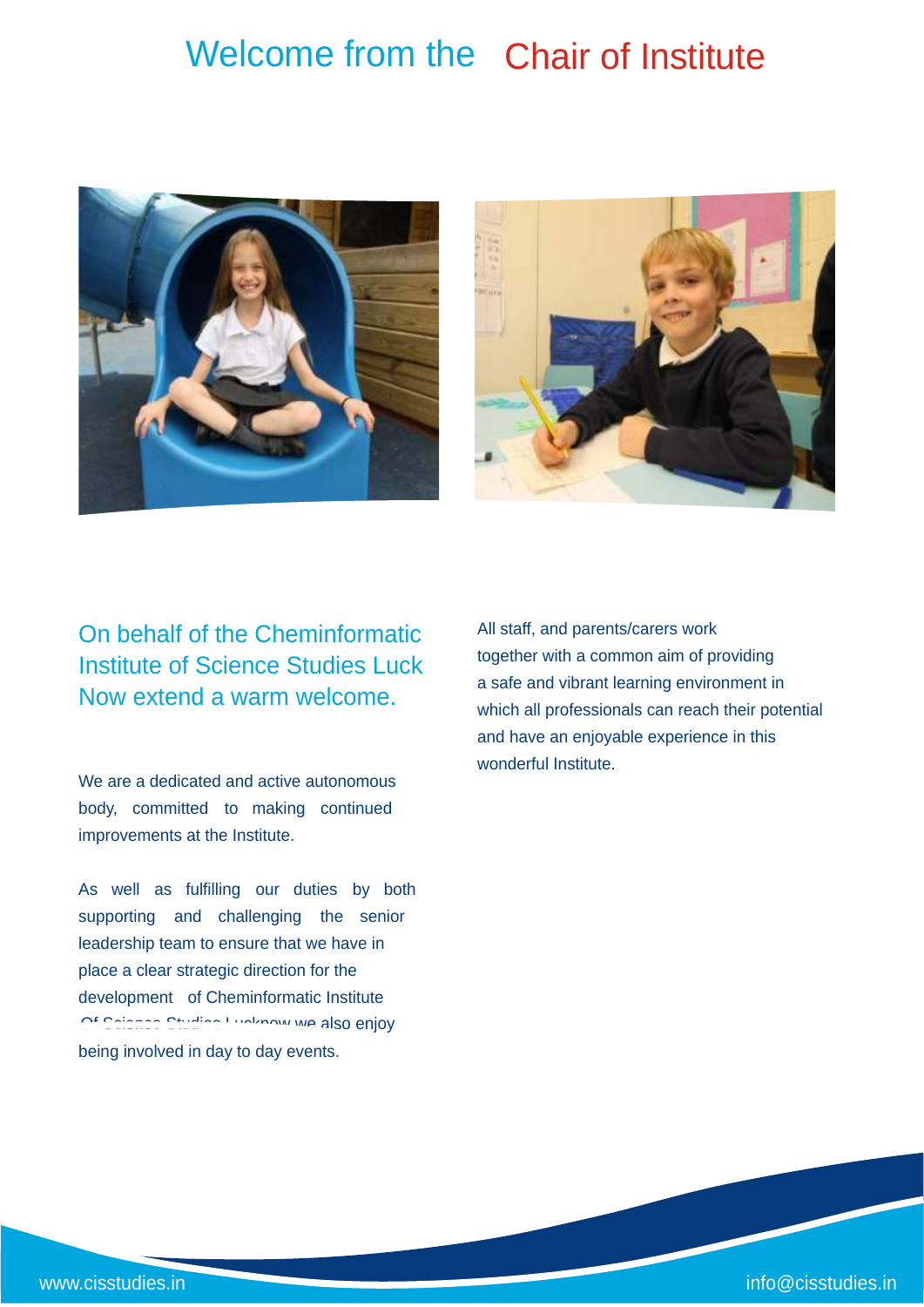# Welcome from the Chair of Institute

On behalf of the Cheminformatic Institute of Science Studies Luck Now extend a warm welcome.

We are a dedicated and active autonomous body, committed to making continued improvements at the Institute.

As well as fulfilling our duties by both supporting and challenging the senior leadership team to ensure that we have in place a clear strategic direction for the development of Cheminformatic Institute Of Science Studies Lucknow we also enjoy being involved in day to day events.

All staff, and parents/carers work together with a common aim of providing a safe and vibrant learning environment in which all professionals can reach their potential and have an enjoyable experience in this wonderful Institute.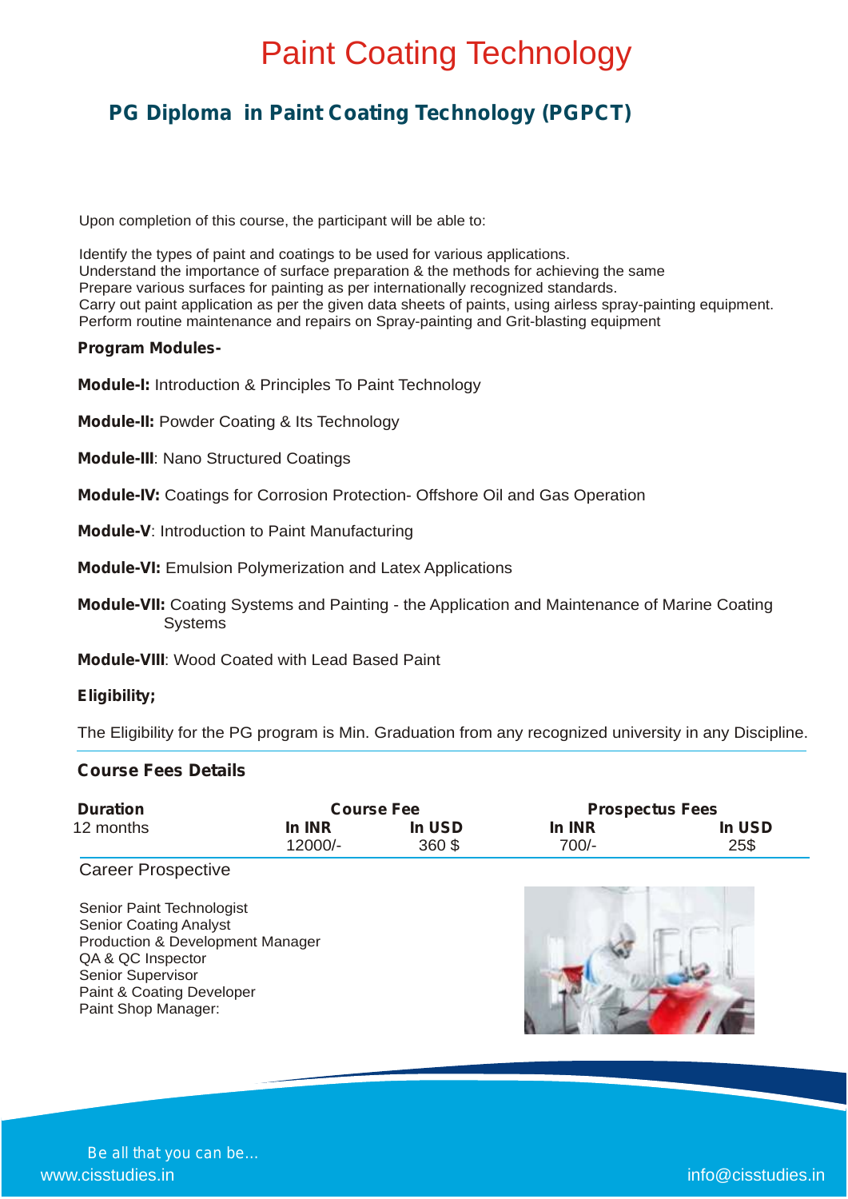# Paint Coating Technology

## PG Diploma in Paint Coating Technology (PGPCT)

Upon completion of this course, the participant will be able to:

Identify the types of paint and coatings to be used for various applications.
Understand the importance of surface preparation & the methods for achieving the same
Prepare various surfaces for painting as per internationally recognized standards.
Carry out paint application as per the given data sheets of paints, using airless spray-painting equipment.
Perform routine maintenance and repairs on Spray-painting and Grit-blasting equipment

**Program Modules-**

**Module-I:** Introduction & Principles To Paint Technology

**Module-II:** Powder Coating & Its Technology

**Module-III**: Nano Structured Coatings

**Module-IV:** Coatings for Corrosion Protection- Offshore Oil and Gas Operation

**Module-V**: Introduction to Paint Manufacturing

**Module-VI:** Emulsion Polymerization and Latex Applications

**Module-VII:** Coating Systems and Painting - the Application and Maintenance of Marine Coating Systems

**Module-VIII**: Wood Coated with Lead Based Paint

**Eligibility;**

The Eligibility for the PG program is Min. Graduation from any recognized university in any Discipline.

**Course Fees Details**

| Duration | Course Fee | | Prospectus Fees | |
|---|---|---|---|---|
| | In INR | In USD | In INR | In USD |
| 12 months | 12000/- | 360 $ | 700/- | 25$ |

Career Prospective

Senior Paint Technologist
Senior Coating Analyst
Production & Development Manager
QA & QC Inspector
Senior Supervisor
Paint & Coating Developer
Paint Shop Manager: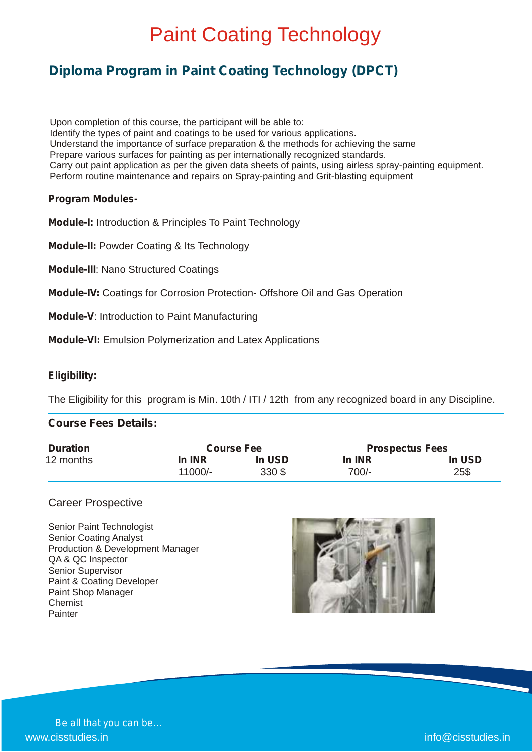# Paint Coating Technology

## Diploma Program in Paint Coating Technology (DPCT)

Upon completion of this course, the participant will be able to:
Identify the types of paint and coatings to be used for various applications.
Understand the importance of surface preparation & the methods for achieving the same
Prepare various surfaces for painting as per internationally recognized standards.
Carry out paint application as per the given data sheets of paints, using airless spray-painting equipment.
Perform routine maintenance and repairs on Spray-painting and Grit-blasting equipment

**Program Modules-**

**Module-I:** Introduction & Principles To Paint Technology

**Module-II:** Powder Coating & Its Technology

**Module-III**: Nano Structured Coatings

**Module-IV:** Coatings for Corrosion Protection- Offshore Oil and Gas Operation

**Module-V**: Introduction to Paint Manufacturing

**Module-VI:** Emulsion Polymerization and Latex Applications

**Eligibility:**

The Eligibility for this program is Min. 10th / ITI / 12th from any recognized board in any Discipline.

**Course Fees Details:**

| Duration | Course Fee | | Prospectus Fees | |
|---|---|---|---|---|
| | In INR | In USD | In INR | In USD |
| 12 months | 11000/- | 330 $ | 700/- | 25$ |

Career Prospective

Senior Paint Technologist
Senior Coating Analyst
Production & Development Manager
QA & QC Inspector
Senior Supervisor
Paint & Coating Developer
Paint Shop Manager
Chemist
Painter

Be all that you can be...
www.cisstudies.in
info@cisstudies.in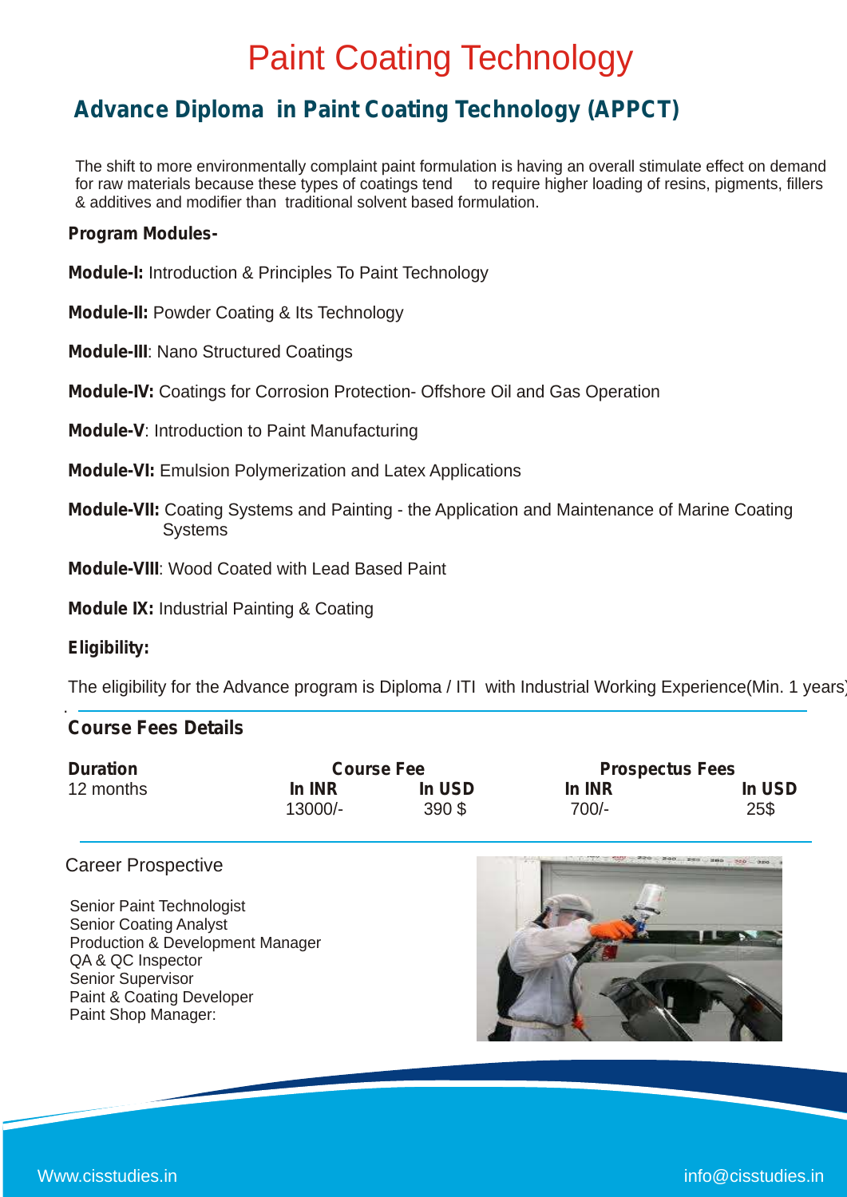# Paint Coating Technology

## Advance Diploma in Paint Coating Technology (APPCT)

The shift to more environmentally complaint paint formulation is having an overall stimulate effect on demand for raw materials because these types of coatings tend to require higher loading of resins, pigments, fillers & additives and modifier than traditional solvent based formulation.

**Program Modules-**

**Module-I:** Introduction & Principles To Paint Technology

**Module-II:** Powder Coating & Its Technology

**Module-III**: Nano Structured Coatings

**Module-IV:** Coatings for Corrosion Protection- Offshore Oil and Gas Operation

**Module-V**: Introduction to Paint Manufacturing

**Module-VI:** Emulsion Polymerization and Latex Applications

**Module-VII:** Coating Systems and Painting - the Application and Maintenance of Marine Coating Systems

**Module-VIII**: Wood Coated with Lead Based Paint

**Module IX:** Industrial Painting & Coating

**Eligibility:**

The eligibility for the Advance program is Diploma / ITI with Industrial Working Experience(Min. 1 years)

**Course Fees Details**

| Duration | Course Fee | | Prospectus Fees | |
|---|---|---|---|---|
| | In INR | In USD | In INR | In USD |
| 12 months | 13000/- | 390 $ | 700/- | 25$ |

Career Prospective

Senior Paint Technologist
Senior Coating Analyst
Production & Development Manager
QA & QC Inspector
Senior Supervisor
Paint & Coating Developer
Paint Shop Manager:

Www.cisstudies.in info@cisstudies.in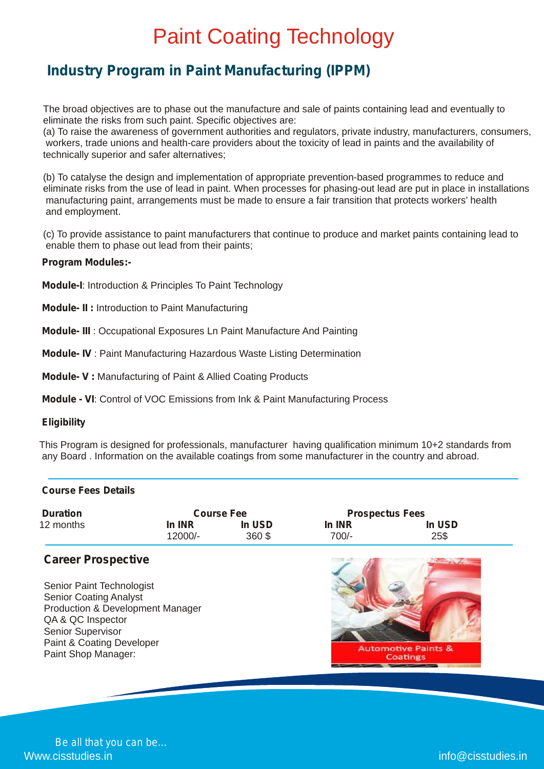# Paint Coating Technology

## Industry Program in Paint Manufacturing (IPPM)

The broad objectives are to phase out the manufacture and sale of paints containing lead and eventually to eliminate the risks from such paint. Specific objectives are:
(a) To raise the awareness of government authorities and regulators, private industry, manufacturers, consumers, workers, trade unions and health-care providers about the toxicity of lead in paints and the availability of technically superior and safer alternatives;

(b) To catalyse the design and implementation of appropriate prevention-based programmes to reduce and eliminate risks from the use of lead in paint. When processes for phasing-out lead are put in place in installations manufacturing paint, arrangements must be made to ensure a fair transition that protects workers' health and employment.

(c) To provide assistance to paint manufacturers that continue to produce and market paints containing lead to enable them to phase out lead from their paints;

**Program Modules:-**

**Module-I**: Introduction & Principles To Paint Technology

**Module- II :** Introduction to Paint Manufacturing

**Module- III** : Occupational Exposures Ln Paint Manufacture And Painting

**Module- IV** : Paint Manufacturing Hazardous Waste Listing Determination

**Module- V :** Manufacturing of Paint & Allied Coating Products

**Module - VI**: Control of VOC Emissions from Ink & Paint Manufacturing Process

**Eligibility**

This Program is designed for professionals, manufacturer having qualification minimum 10+2 standards from any Board . Information on the available coatings from some manufacturer in the country and abroad.

**Course Fees Details**

| Duration | Course Fee | | Prospectus Fees | |
|---|---|---|---|---|
| | In INR | In USD | In INR | In USD |
| 12 months | 12000/- | 360 $ | 700/- | 25$ |

### Career Prospective

Senior Paint Technologist
Senior Coating Analyst
Production & Development Manager
QA & QC Inspector
Senior Supervisor
Paint & Coating Developer
Paint Shop Manager:

Automotive Paints & Coatings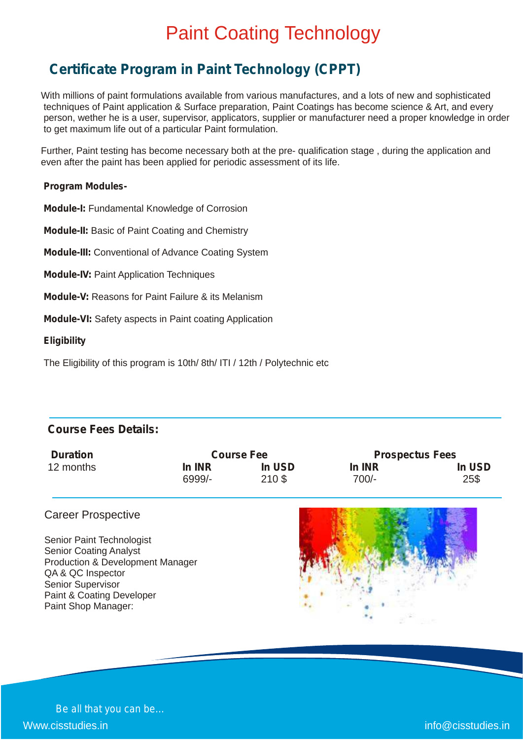# Paint Coating Technology

## Certificate Program in Paint Technology (CPPT)

With millions of paint formulations available from various manufactures, and a lots of new and sophisticated techniques of Paint application & Surface preparation, Paint Coatings has become science & Art, and every person, wether he is a user, supervisor, applicators, supplier or manufacturer need a proper knowledge in order to get maximum life out of a particular Paint formulation.

Further, Paint testing has become necessary both at the pre- qualification stage , during the application and even after the paint has been applied for periodic assessment of its life.

**Program Modules-**

**Module-I:** Fundamental Knowledge of Corrosion

**Module-II:** Basic of Paint Coating and Chemistry

**Module-III:** Conventional of Advance Coating System

**Module-IV:** Paint Application Techniques

**Module-V:** Reasons for Paint Failure & its Melanism

**Module-VI:** Safety aspects in Paint coating Application

**Eligibility**

The Eligibility of this program is 10th/ 8th/ ITI / 12th / Polytechnic etc

**Course Fees Details:**

| Duration | Course Fee | | Prospectus Fees | |
|---|---|---|---|---|
| | In INR | In USD | In INR | In USD |
| 12 months | 6999/- | 210 $ | 700/- | 25$ |

Career Prospective

Senior Paint Technologist
Senior Coating Analyst
Production & Development Manager
QA & QC Inspector
Senior Supervisor
Paint & Coating Developer
Paint Shop Manager:

Be all that you can be...

Www.cisstudies.in

info@cisstudies.in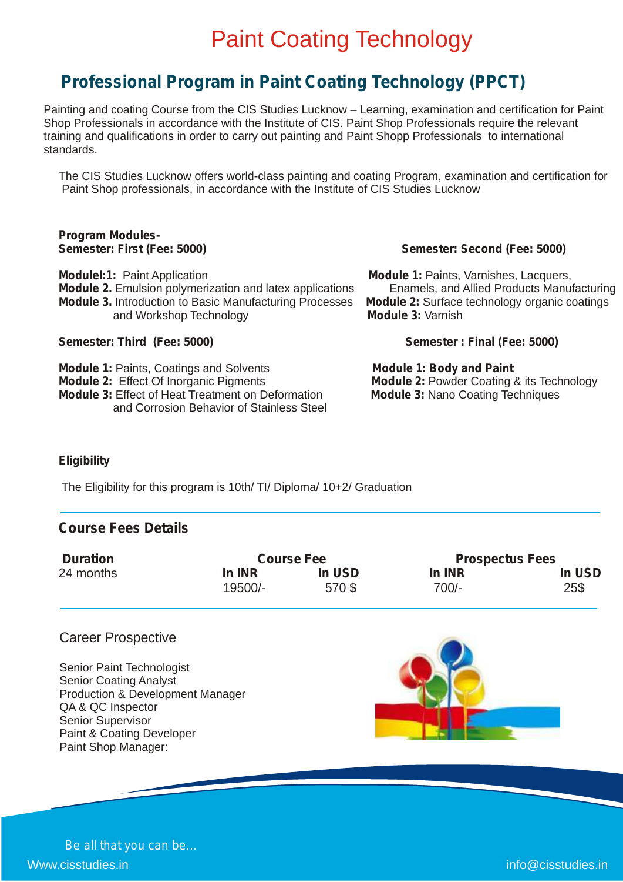# Paint Coating Technology

## Professional Program in Paint Coating Technology (PPCT)

Painting and coating Course from the CIS Studies Lucknow – Learning, examination and certification for Paint Shop Professionals in accordance with the Institute of CIS. Paint Shop Professionals require the relevant training and qualifications in order to carry out painting and Paint Shopp Professionals to international standards.

The CIS Studies Lucknow offers world-class painting and coating Program, examination and certification for Paint Shop professionals, in accordance with the Institute of CIS Studies Lucknow

**Program Modules-**

**Semester: First (Fee: 5000)**

**Modulel:1:** Paint Application
**Module 2.** Emulsion polymerization and latex applications
**Module 3.** Introduction to Basic Manufacturing Processes and Workshop Technology

**Semester: Second (Fee: 5000)**

**Module 1:** Paints, Varnishes, Lacquers, Enamels, and Allied Products Manufacturing
**Module 2:** Surface technology organic coatings
**Module 3:** Varnish

**Semester: Third (Fee: 5000)**

**Module 1:** Paints, Coatings and Solvents
**Module 2:** Effect Of Inorganic Pigments
**Module 3:** Effect of Heat Treatment on Deformation and Corrosion Behavior of Stainless Steel

**Semester : Final (Fee: 5000)**

**Module 1: Body and Paint**
**Module 2:** Powder Coating & its Technology
**Module 3:** Nano Coating Techniques

**Eligibility**

The Eligibility for this program is 10th/ TI/ Diploma/ 10+2/ Graduation

### Course Fees Details

| Duration | Course Fee | | Prospectus Fees | |
|---|---|---|---|---|
| | In INR | In USD | In INR | In USD |
| 24 months | 19500/- | 570 $ | 700/- | 25$ |

### Career Prospective

Senior Paint Technologist
Senior Coating Analyst
Production & Development Manager
QA & QC Inspector
Senior Supervisor
Paint & Coating Developer
Paint Shop Manager:

Be all that you can be...

Www.cisstudies.in

info@cisstudies.in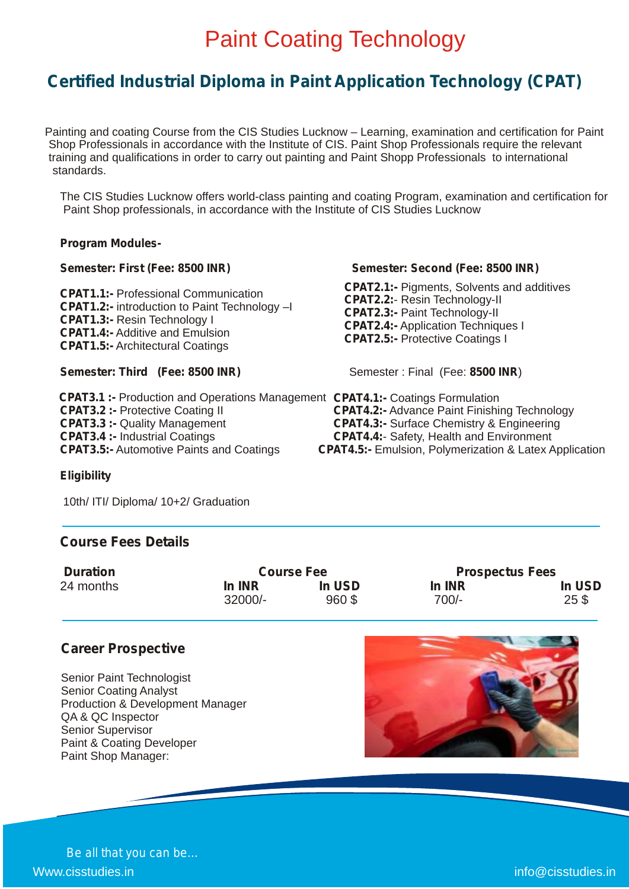# Paint Coating Technology

## Certified Industrial Diploma in Paint Application Technology (CPAT)

Painting and coating Course from the CIS Studies Lucknow – Learning, examination and certification for Paint Shop Professionals in accordance with the Institute of CIS. Paint Shop Professionals require the relevant training and qualifications in order to carry out painting and Paint Shopp Professionals to international standards.

The CIS Studies Lucknow offers world-class painting and coating Program, examination and certification for Paint Shop professionals, in accordance with the Institute of CIS Studies Lucknow

**Program Modules-**

**Semester: First (Fee: 8500 INR)**

**CPAT1.1:-** Professional Communication
**CPAT1.2:-** introduction to Paint Technology –I
**CPAT1.3:-** Resin Technology I
**CPAT1.4:-** Additive and Emulsion
**CPAT1.5:-** Architectural Coatings

**Semester: Second (Fee: 8500 INR)**

**CPAT2.1:-** Pigments, Solvents and additives
**CPAT2.2:**- Resin Technology-II
**CPAT2.3:-** Paint Technology-II
**CPAT2.4:-** Application Techniques I
**CPAT2.5:-** Protective Coatings I

**Semester: Third (Fee: 8500 INR)**

**CPAT3.1 :-** Production and Operations Management
**CPAT3.2 :-** Protective Coating II
**CPAT3.3 :-** Quality Management
**CPAT3.4 :-** Industrial Coatings
**CPAT3.5:-** Automotive Paints and Coatings

Semester : Final (Fee: **8500 INR**)

**CPAT4.1:-** Coatings Formulation
**CPAT4.2:-** Advance Paint Finishing Technology
**CPAT4.3:-** Surface Chemistry & Engineering
**CPAT4.4:**- Safety, Health and Environment
**CPAT4.5:-** Emulsion, Polymerization & Latex Application

**Eligibility**

10th/ ITI/ Diploma/ 10+2/ Graduation

### Course Fees Details

| Duration | Course Fee | | Prospectus Fees | |
|---|---|---|---|---|
| | In INR | In USD | In INR | In USD |
| 24 months | 32000/- | 960 $ | 700/- | 25 $ |

### Career Prospective

Senior Paint Technologist
Senior Coating Analyst
Production & Development Manager
QA & QC Inspector
Senior Supervisor
Paint & Coating Developer
Paint Shop Manager:

Be all that you can be...

Www.cisstudies.in

info@cisstudies.in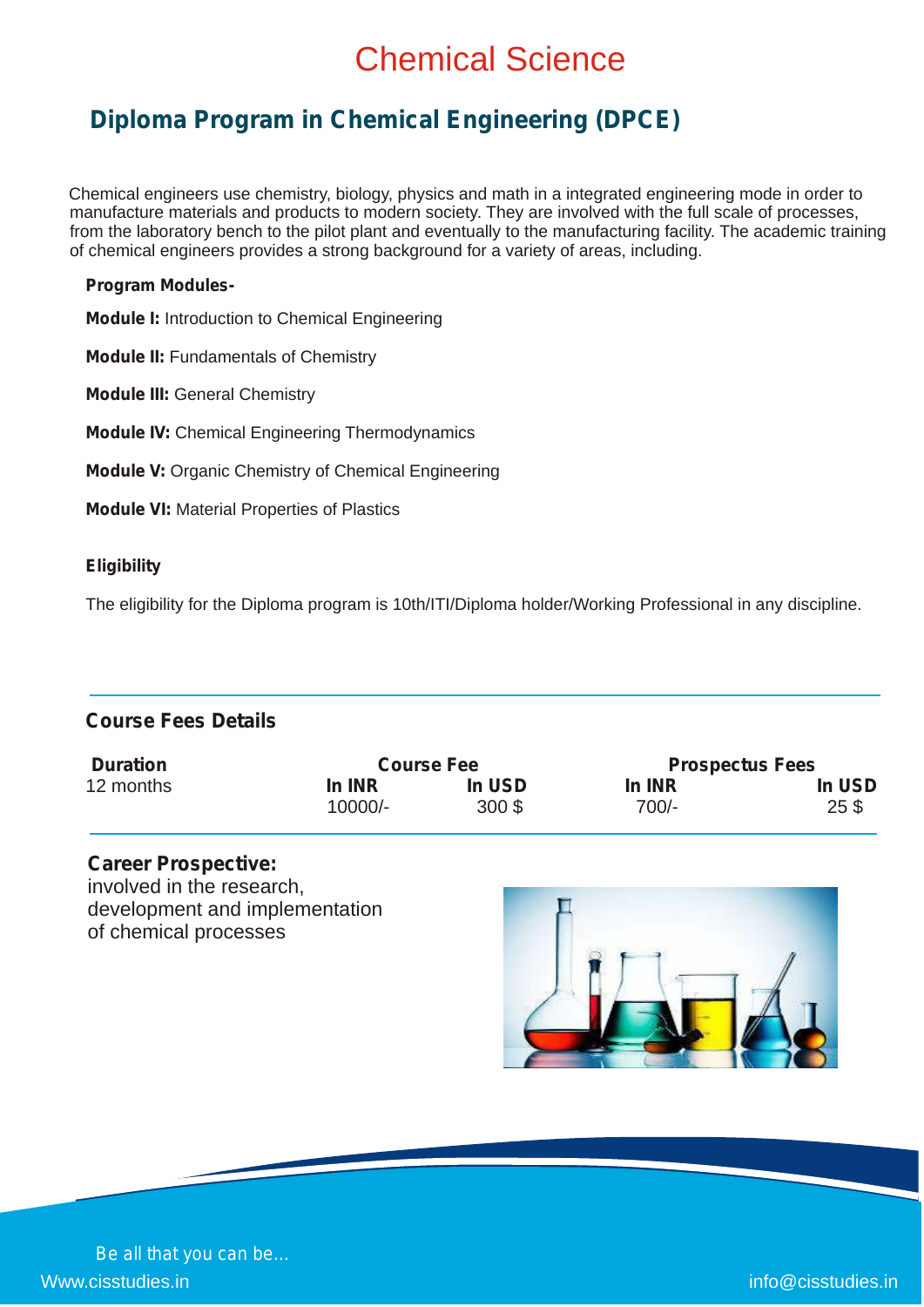# Chemical Science

## Diploma Program in Chemical Engineering (DPCE)

Chemical engineers use chemistry, biology, physics and math in a integrated engineering mode in order to manufacture materials and products to modern society. They are involved with the full scale of processes, from the laboratory bench to the pilot plant and eventually to the manufacturing facility. The academic training of chemical engineers provides a strong background for a variety of areas, including.

**Program Modules-**

**Module I:** Introduction to Chemical Engineering

**Module II:** Fundamentals of Chemistry

**Module III:** General Chemistry

**Module IV:** Chemical Engineering Thermodynamics

**Module V:** Organic Chemistry of Chemical Engineering

**Module VI:** Material Properties of Plastics

**Eligibility**

The eligibility for the Diploma program is 10th/ITI/Diploma holder/Working Professional in any discipline.

### Course Fees Details

| Duration | Course Fee | | Prospectus Fees | |
|---|---|---|---|---|
| | In INR | In USD | In INR | In USD |
| 12 months | 10000/- | 300 $ | 700/- | 25 $ |

**Career Prospective:**
involved in the research, development and implementation of chemical processes

Be all that you can be...

Www.cisstudies.in

info@cisstudies.in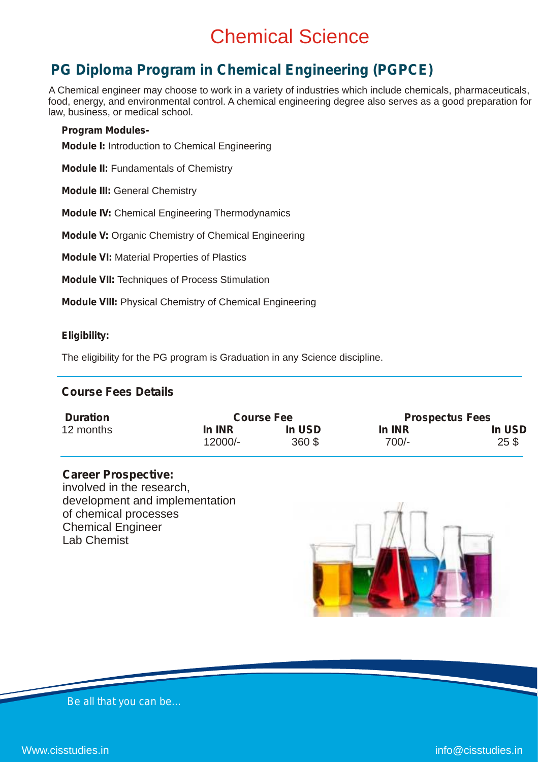# Chemical Science

## PG Diploma Program in Chemical Engineering (PGPCE)

A Chemical engineer may choose to work in a variety of industries which include chemicals, pharmaceuticals, food, energy, and environmental control. A chemical engineering degree also serves as a good preparation for law, business, or medical school.

**Program Modules-**

**Module I:** Introduction to Chemical Engineering

**Module II:** Fundamentals of Chemistry

**Module III:** General Chemistry

**Module IV:** Chemical Engineering Thermodynamics

**Module V:** Organic Chemistry of Chemical Engineering

**Module VI:** Material Properties of Plastics

**Module VII:** Techniques of Process Stimulation

**Module VIII:** Physical Chemistry of Chemical Engineering

**Eligibility:**

The eligibility for the PG program is Graduation in any Science discipline.

### Course Fees Details

| Duration | Course Fee | | Prospectus Fees | |
|---|---|---|---|---|
| | In INR | In USD | In INR | In USD |
| 12 months | 12000/- | 360 $ | 700/- | 25 $ |

**Career Prospective:**

involved in the research, development and implementation of chemical processes

Chemical Engineer

Lab Chemist

Be all that you can be...

Www.cisstudies.in

info@cisstudies.in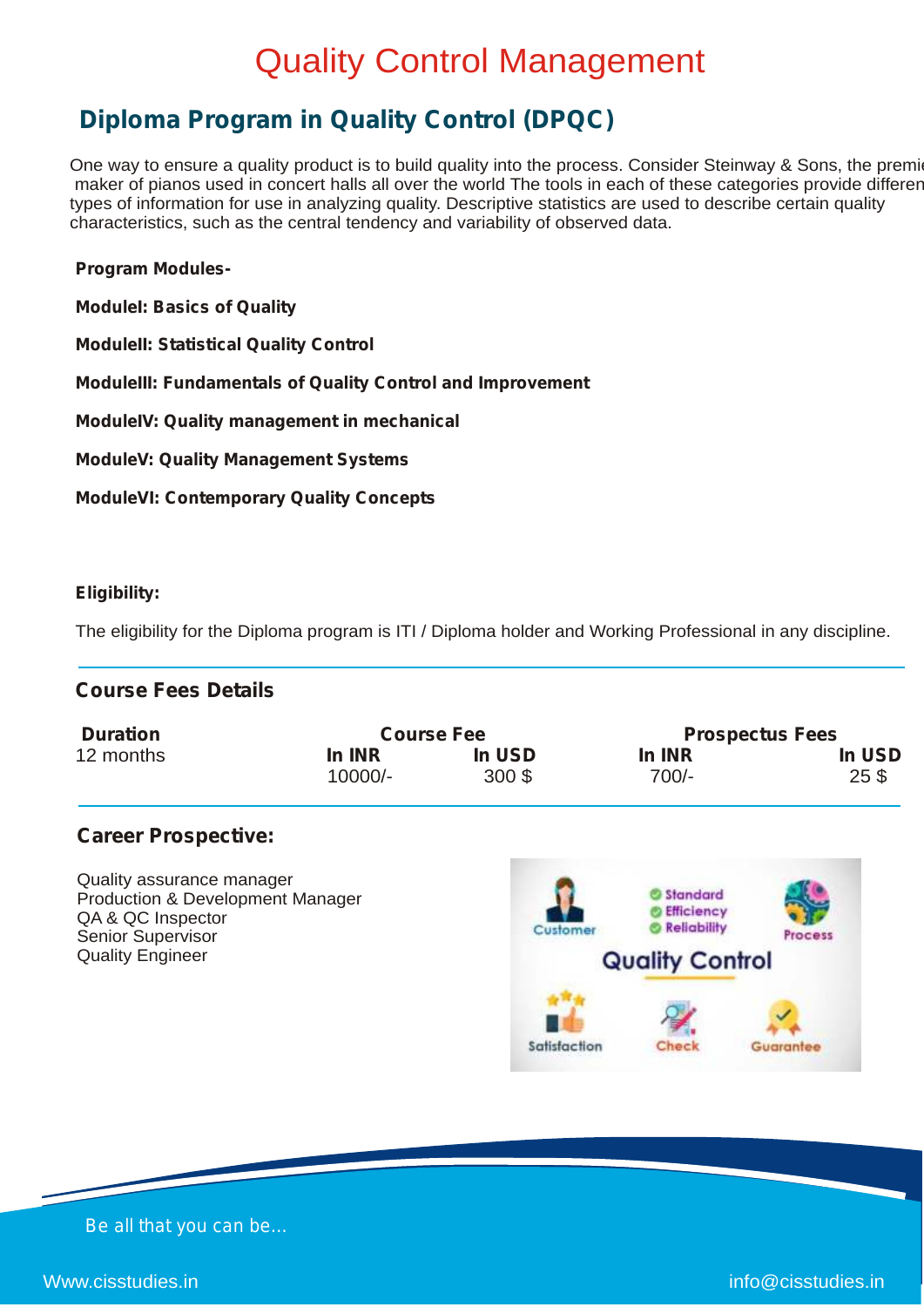# Quality Control Management

## Diploma Program in Quality Control (DPQC)

One way to ensure a quality product is to build quality into the process. Consider Steinway & Sons, the premie maker of pianos used in concert halls all over the world The tools in each of these categories provide differen types of information for use in analyzing quality. Descriptive statistics are used to describe certain quality characteristics, such as the central tendency and variability of observed data.

**Program Modules-**

**ModuleI: Basics of Quality**

**ModuleII: Statistical Quality Control**

**ModuleIII: Fundamentals of Quality Control and Improvement**

**ModuleIV: Quality management in mechanical**

**ModuleV: Quality Management Systems**

**ModuleVI: Contemporary Quality Concepts**

**Eligibility:**

The eligibility for the Diploma program is ITI / Diploma holder and Working Professional in any discipline.

### Course Fees Details

| Duration | Course Fee | | Prospectus Fees | |
|---|---|---|---|---|
| | In INR | In USD | In INR | In USD |
| 12 months | 10000/- | 300 $ | 700/- | 25 $ |

### Career Prospective:

Quality assurance manager
Production & Development Manager
QA & QC Inspector
Senior Supervisor
Quality Engineer

Be all that you can be...

Www.cisstudies.in

info@cisstudies.in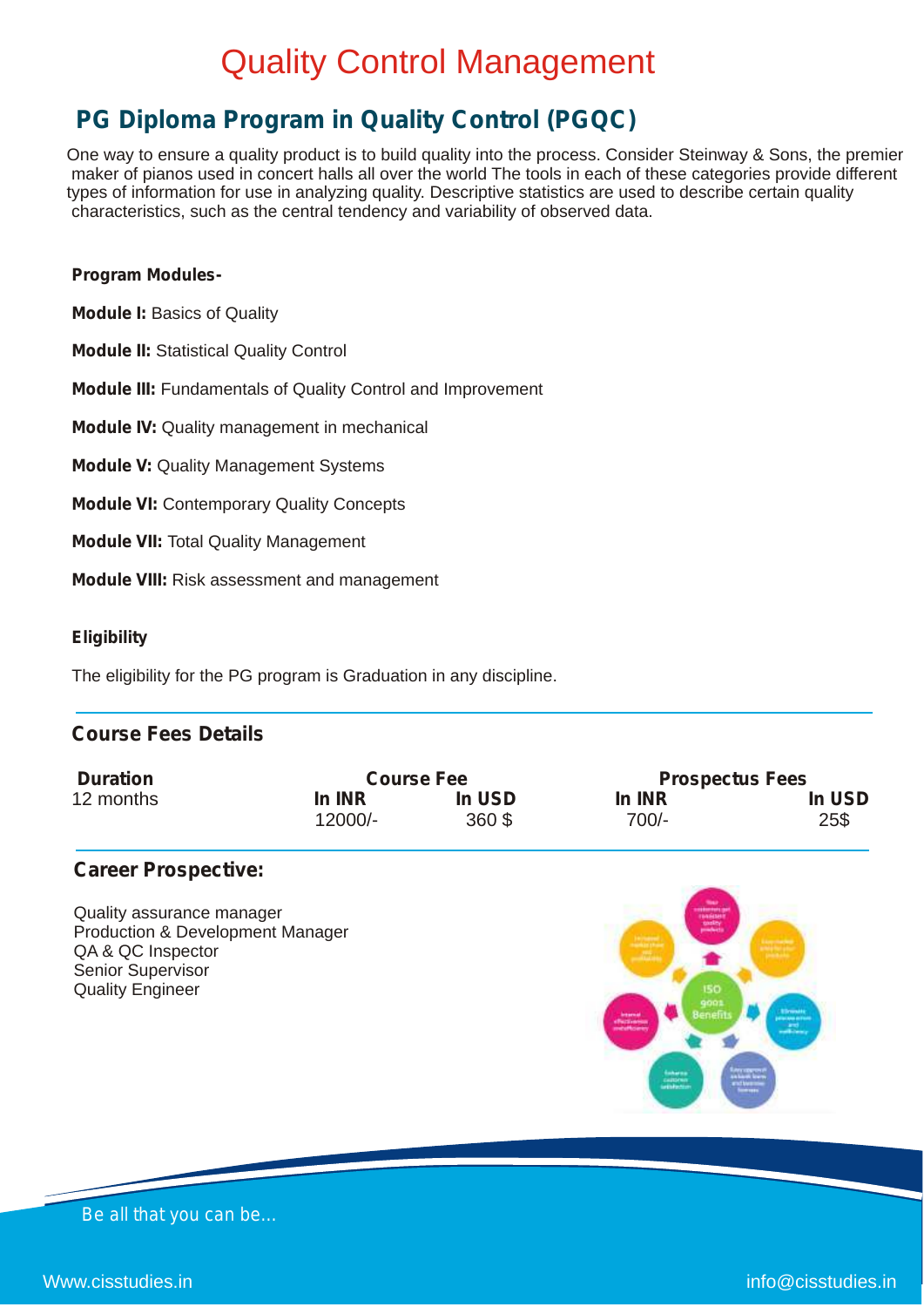# Quality Control Management

## PG Diploma Program in Quality Control (PGQC)

One way to ensure a quality product is to build quality into the process. Consider Steinway & Sons, the premier maker of pianos used in concert halls all over the world The tools in each of these categories provide different types of information for use in analyzing quality. Descriptive statistics are used to describe certain quality characteristics, such as the central tendency and variability of observed data.

**Program Modules-**

**Module I:** Basics of Quality

**Module II:** Statistical Quality Control

**Module III:** Fundamentals of Quality Control and Improvement

**Module IV:** Quality management in mechanical

**Module V:** Quality Management Systems

**Module VI:** Contemporary Quality Concepts

**Module VII:** Total Quality Management

**Module VIII:** Risk assessment and management

**Eligibility**

The eligibility for the PG program is Graduation in any discipline.

### Course Fees Details

| Duration | Course Fee | | Prospectus Fees | |
|---|---|---|---|---|
| | In INR | In USD | In INR | In USD |
| 12 months | 12000/- | 360 $ | 700/- | 25$ |

### Career Prospective:

Quality assurance manager
Production & Development Manager
QA & QC Inspector
Senior Supervisor
Quality Engineer

Be all that you can be...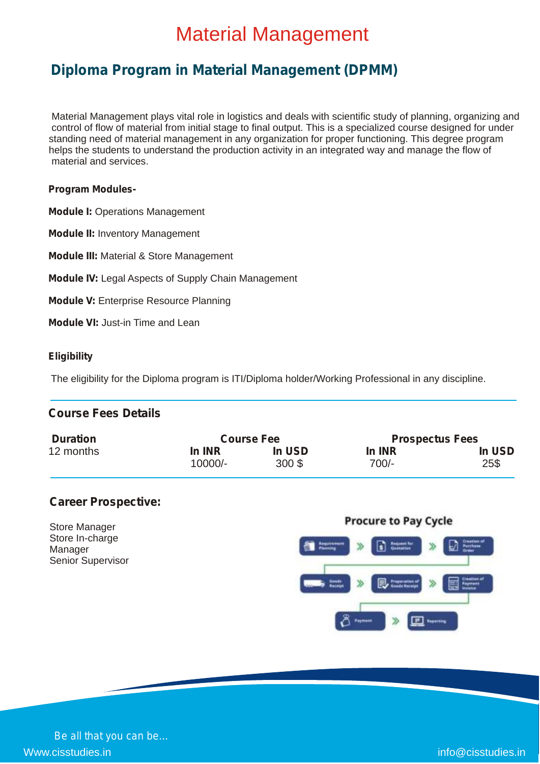# Material Management

## Diploma Program in Material Management (DPMM)

Material Management plays vital role in logistics and deals with scientific study of planning, organizing and control of flow of material from initial stage to final output. This is a specialized course designed for under standing need of material management in any organization for proper functioning. This degree program helps the students to understand the production activity in an integrated way and manage the flow of material and services.

**Program Modules-**

**Module I:** Operations Management

**Module II:** Inventory Management

**Module III:** Material & Store Management

**Module IV:** Legal Aspects of Supply Chain Management

**Module V:** Enterprise Resource Planning

**Module VI:** Just-in Time and Lean

**Eligibility**

The eligibility for the Diploma program is ITI/Diploma holder/Working Professional in any discipline.

### Course Fees Details

| Duration | Course Fee | | Prospectus Fees | |
|---|---|---|---|---|
| | In INR | In USD | In INR | In USD |
| 12 months | 10000/- | 300 $ | 700/- | 25$ |

### Career Prospective:

Store Manager
Store In-charge
Manager
Senior Supervisor

**Procure to Pay Cycle**

Be all that you can be...

Www.cisstudies.in

info@cisstudies.in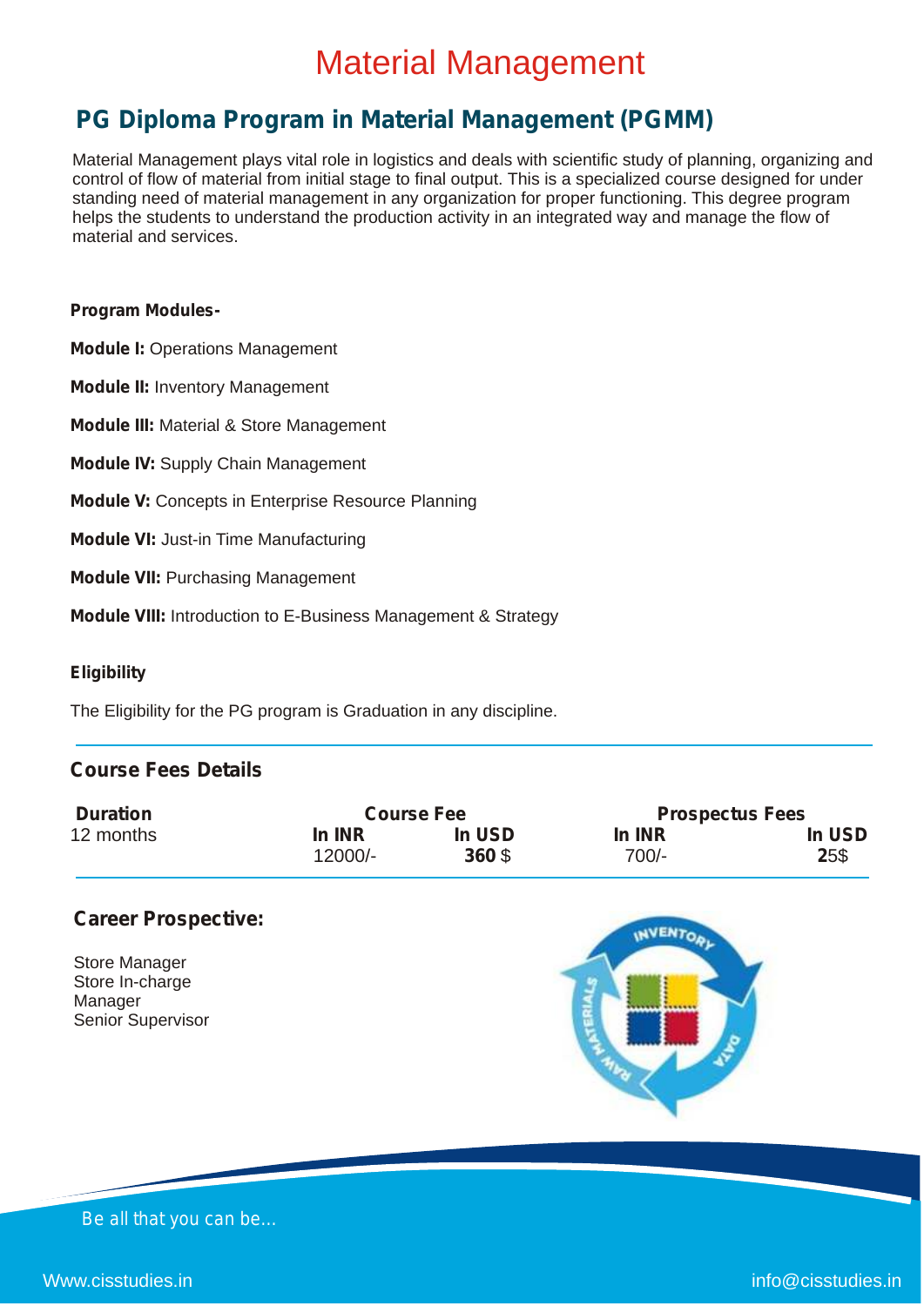# Material Management

## PG Diploma Program in Material Management (PGMM)

Material Management plays vital role in logistics and deals with scientific study of planning, organizing and control of flow of material from initial stage to final output. This is a specialized course designed for under standing need of material management in any organization for proper functioning. This degree program helps the students to understand the production activity in an integrated way and manage the flow of material and services.

**Program Modules-**

**Module I:** Operations Management

**Module II:** Inventory Management

**Module III:** Material & Store Management

**Module IV:** Supply Chain Management

**Module V:** Concepts in Enterprise Resource Planning

**Module VI:** Just-in Time Manufacturing

**Module VII:** Purchasing Management

**Module VIII:** Introduction to E-Business Management & Strategy

**Eligibility**

The Eligibility for the PG program is Graduation in any discipline.

### Course Fees Details

| Duration | Course Fee | | Prospectus Fees | |
|---|---|---|---|---|
| | In INR | In USD | In INR | In USD |
| 12 months | 12000/- | **360** $ | 700/- | **2**5$ |

### Career Prospective:

Store Manager
Store In-charge
Manager
Senior Supervisor

Be all that you can be...

Www.cisstudies.in

info@cisstudies.in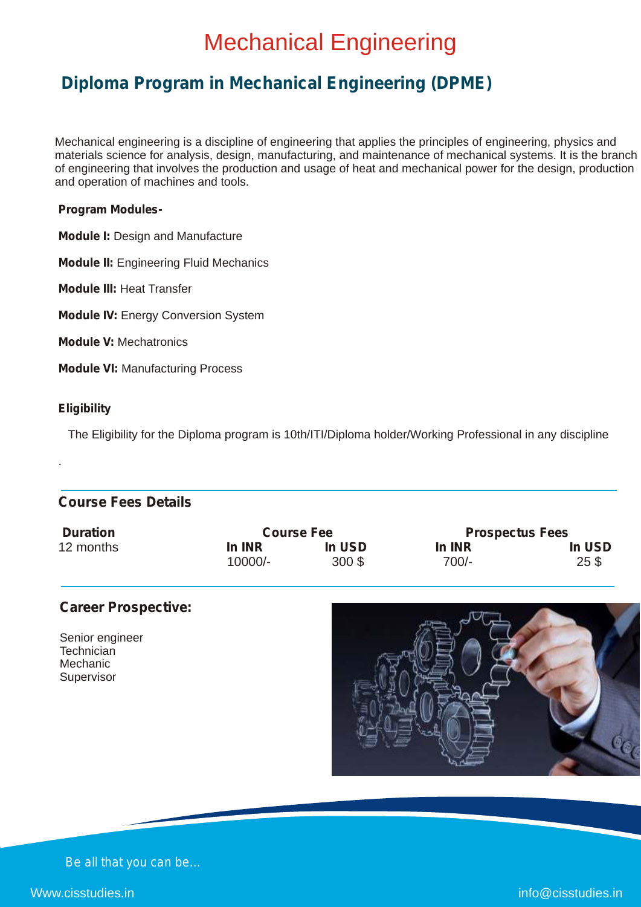# Mechanical Engineering

## Diploma Program in Mechanical Engineering (DPME)

Mechanical engineering is a discipline of engineering that applies the principles of engineering, physics and materials science for analysis, design, manufacturing, and maintenance of mechanical systems. It is the branch of engineering that involves the production and usage of heat and mechanical power for the design, production and operation of machines and tools.

**Program Modules-**

**Module I:** Design and Manufacture

**Module II:** Engineering Fluid Mechanics

**Module III:** Heat Transfer

**Module IV:** Energy Conversion System

**Module V:** Mechatronics

**Module VI:** Manufacturing Process

**Eligibility**

The Eligibility for the Diploma program is 10th/ITI/Diploma holder/Working Professional in any discipline

.

### Course Fees Details

| Duration | Course Fee | | Prospectus Fees | |
|---|---|---|---|---|
| | In INR | In USD | In INR | In USD |
| 12 months | 10000/- | 300 $ | 700/- | 25 $ |

### Career Prospective:

Senior engineer
Technician
Mechanic
Supervisor

Be all that you can be...

Www.cisstudies.in

info@cisstudies.in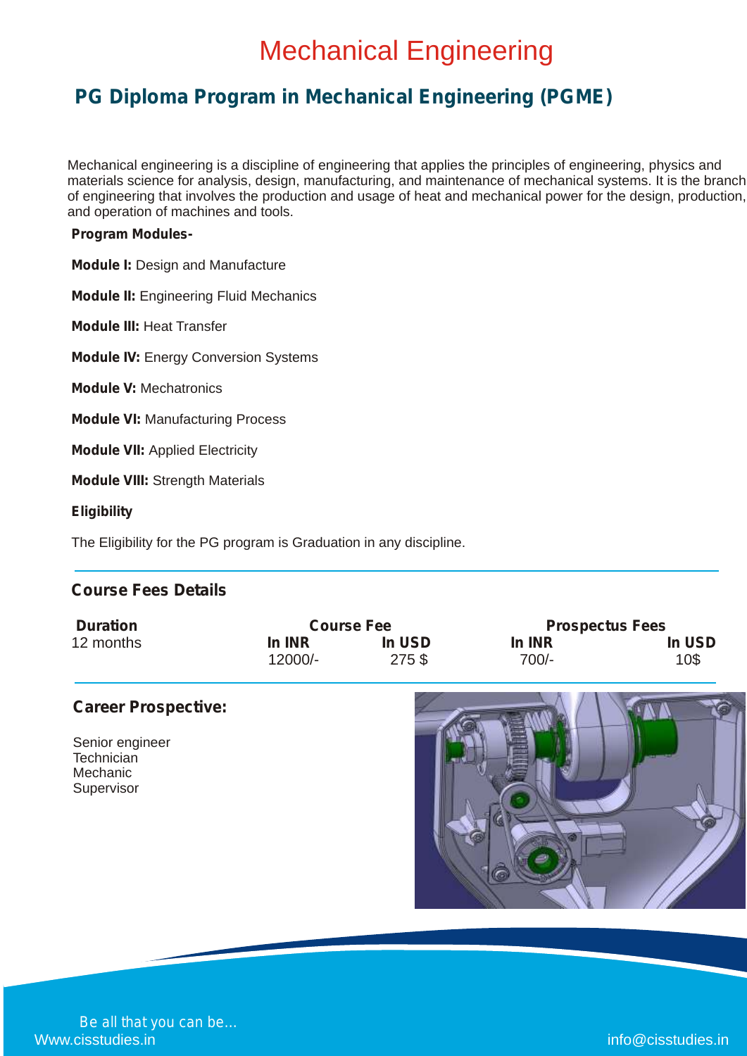# Mechanical Engineering

## PG Diploma Program in Mechanical Engineering (PGME)

Mechanical engineering is a discipline of engineering that applies the principles of engineering, physics and materials science for analysis, design, manufacturing, and maintenance of mechanical systems. It is the branch of engineering that involves the production and usage of heat and mechanical power for the design, production, and operation of machines and tools.

**Program Modules-**

**Module I:** Design and Manufacture

**Module II:** Engineering Fluid Mechanics

**Module III:** Heat Transfer

**Module IV:** Energy Conversion Systems

**Module V:** Mechatronics

**Module VI:** Manufacturing Process

**Module VII:** Applied Electricity

**Module VIII:** Strength Materials

**Eligibility**

The Eligibility for the PG program is Graduation in any discipline.

### Course Fees Details

| Duration | Course Fee | | Prospectus Fees | |
|---|---|---|---|---|
| | In INR | In USD | In INR | In USD |
| 12 months | 12000/- | 275 $ | 700/- | 10$ |

### Career Prospective:

Senior engineer
Technician
Mechanic
Supervisor

Be all that you can be...

Www.cisstudies.in

info@cisstudies.in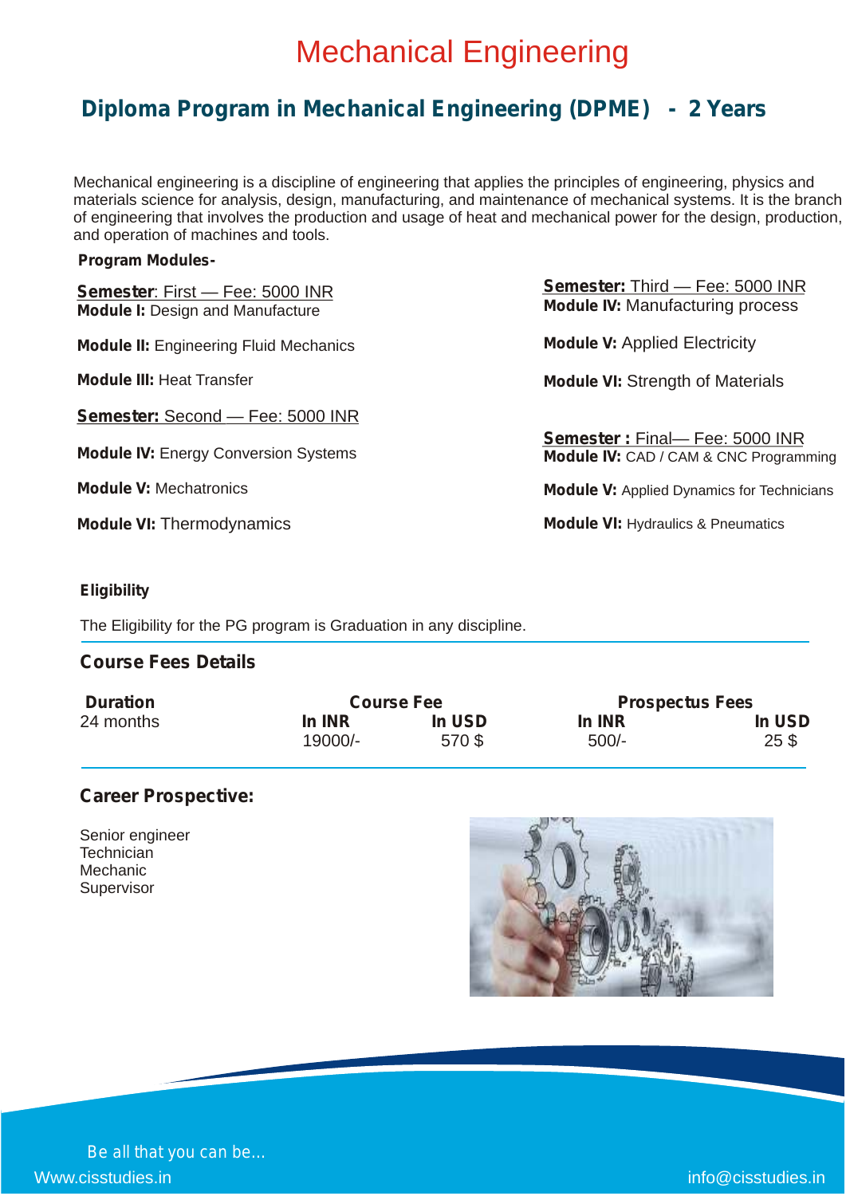# Mechanical Engineering

## Diploma Program in Mechanical Engineering (DPME) - 2 Years

Mechanical engineering is a discipline of engineering that applies the principles of engineering, physics and materials science for analysis, design, manufacturing, and maintenance of mechanical systems. It is the branch of engineering that involves the production and usage of heat and mechanical power for the design, production, and operation of machines and tools.

**Program Modules-**

**Semester**: First — Fee: 5000 INR

**Module I:** Design and Manufacture

**Module II:** Engineering Fluid Mechanics

**Module III:** Heat Transfer

**Semester:** Second — Fee: 5000 INR

**Module IV:** Energy Conversion Systems

**Module V:** Mechatronics

**Module VI:** Thermodynamics

**Semester:** Third — Fee: 5000 INR

**Module IV:** Manufacturing process

**Module V:** Applied Electricity

**Module VI:** Strength of Materials

**Semester :** Final— Fee: 5000 INR

**Module IV:** CAD / CAM & CNC Programming

**Module V:** Applied Dynamics for Technicians

**Module VI:** Hydraulics & Pneumatics

**Eligibility**

The Eligibility for the PG program is Graduation in any discipline.

### Course Fees Details

| Duration | Course Fee | | Prospectus Fees | |
|---|---|---|---|---|
| | In INR | In USD | In INR | In USD |
| 24 months | 19000/- | 570 $ | 500/- | 25 $ |

### Career Prospective:

Senior engineer
Technician
Mechanic
Supervisor

Be all that you can be...

Www.cisstudies.in

info@cisstudies.in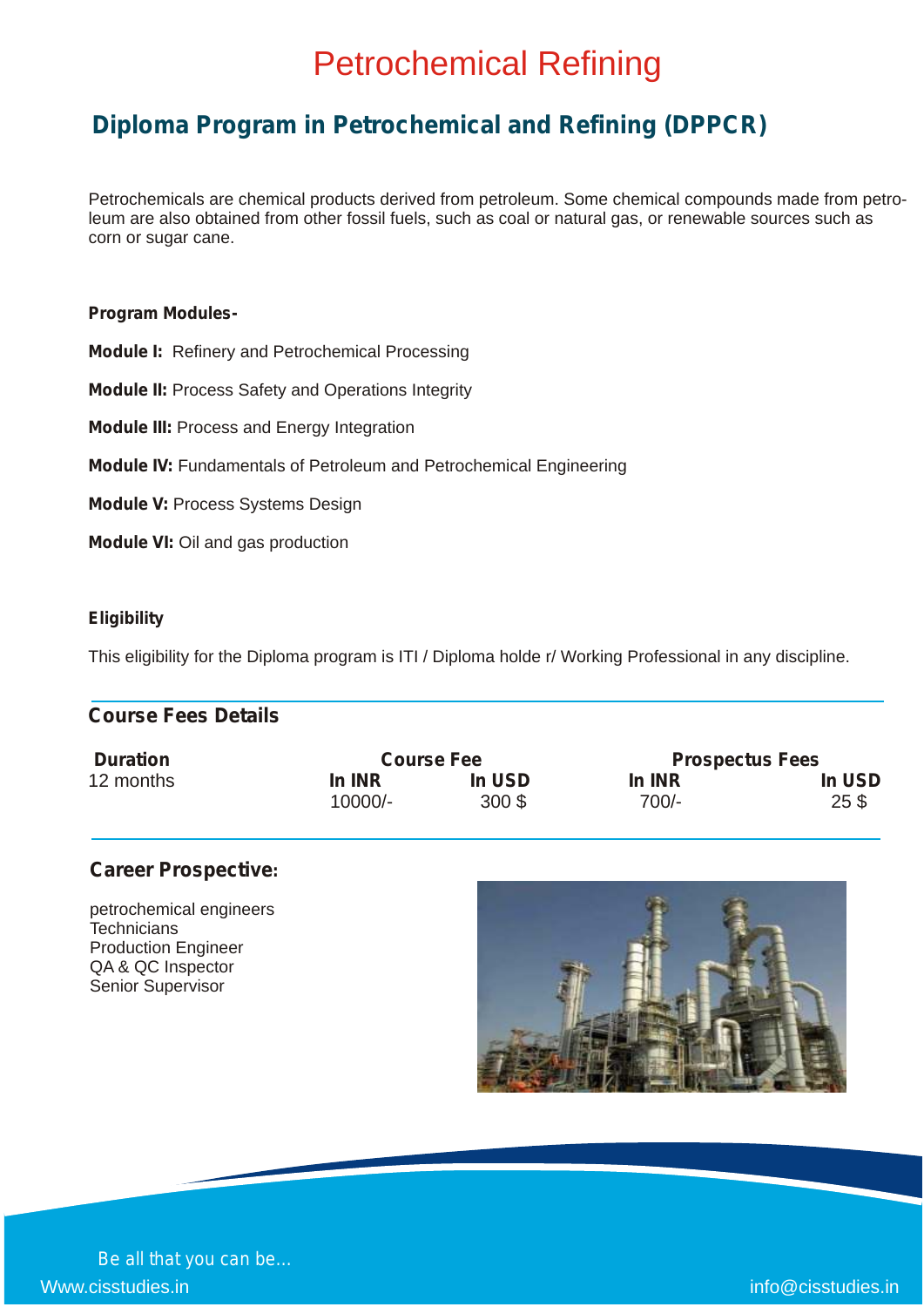# Petrochemical Refining

## Diploma Program in Petrochemical and Refining (DPPCR)

Petrochemicals are chemical products derived from petroleum. Some chemical compounds made from petroleum are also obtained from other fossil fuels, such as coal or natural gas, or renewable sources such as corn or sugar cane.

**Program Modules-**

**Module I:** Refinery and Petrochemical Processing

**Module II:** Process Safety and Operations Integrity

**Module III:** Process and Energy Integration

**Module IV:** Fundamentals of Petroleum and Petrochemical Engineering

**Module V:** Process Systems Design

**Module VI:** Oil and gas production

**Eligibility**

This eligibility for the Diploma program is ITI / Diploma holde r/ Working Professional in any discipline.

### Course Fees Details

| Duration | Course Fee | | Prospectus Fees | |
|---|---|---|---|---|
| | In INR | In USD | In INR | In USD |
| 12 months | 10000/- | 300 $ | 700/- | 25 $ |

### Career Prospective:

petrochemical engineers
Technicians
Production Engineer
QA & QC Inspector
Senior Supervisor

Be all that you can be...

Www.cisstudies.in

info@cisstudies.in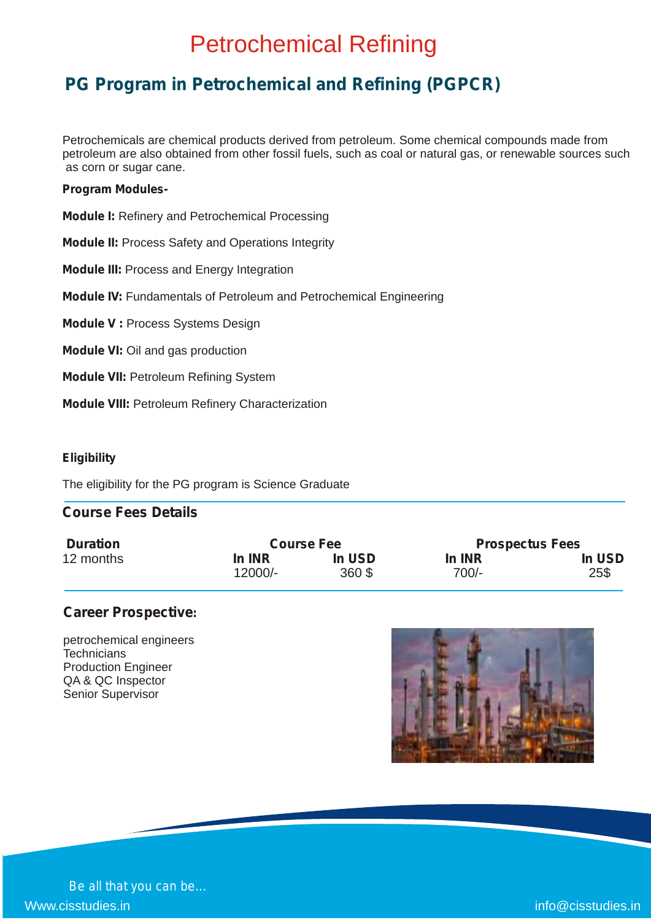# Petrochemical Refining

## PG Program in Petrochemical and Refining (PGPCR)

Petrochemicals are chemical products derived from petroleum. Some chemical compounds made from petroleum are also obtained from other fossil fuels, such as coal or natural gas, or renewable sources such as corn or sugar cane.

**Program Modules-**

**Module I:** Refinery and Petrochemical Processing

**Module II:** Process Safety and Operations Integrity

**Module III:** Process and Energy Integration

**Module IV:** Fundamentals of Petroleum and Petrochemical Engineering

**Module V :** Process Systems Design

**Module VI:** Oil and gas production

**Module VII:** Petroleum Refining System

**Module VIII:** Petroleum Refinery Characterization

**Eligibility**

The eligibility for the PG program is Science Graduate

### Course Fees Details

| Duration | Course Fee | | Prospectus Fees | |
|---|---|---|---|---|
| | In INR | In USD | In INR | In USD |
| 12 months | 12000/- | 360 $ | 700/- | 25$ |

### Career Prospective:

petrochemical engineers
Technicians
Production Engineer
QA & QC Inspector
Senior Supervisor

Be all that you can be...

Www.cisstudies.in

info@cisstudies.in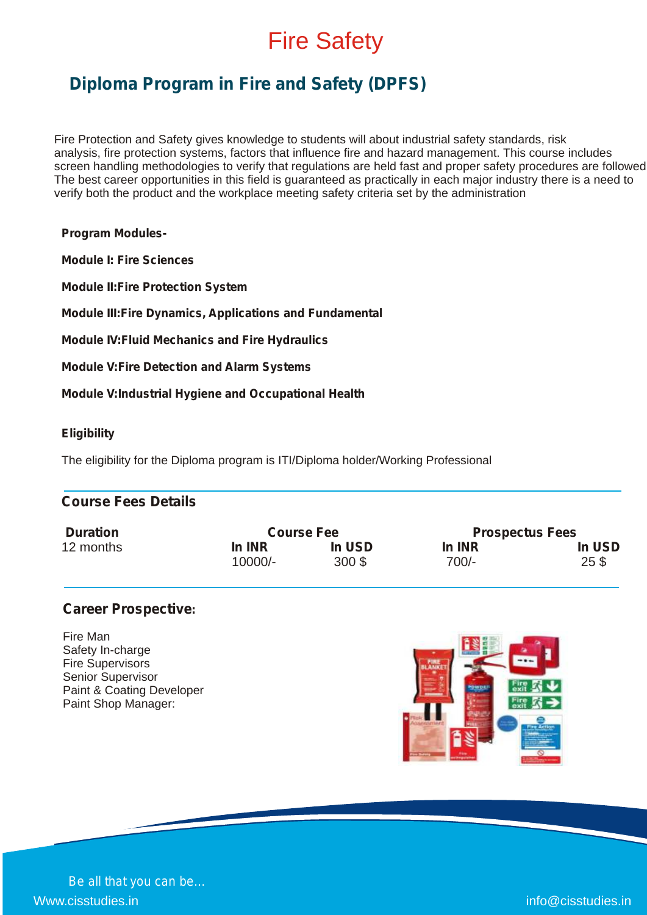# Fire Safety

## Diploma Program in Fire and Safety (DPFS)

Fire Protection and Safety gives knowledge to students will about industrial safety standards, risk analysis, fire protection systems, factors that influence fire and hazard management. This course includes screen handling methodologies to verify that regulations are held fast and proper safety procedures are followed The best career opportunities in this field is guaranteed as practically in each major industry there is a need to verify both the product and the workplace meeting safety criteria set by the administration

**Program Modules-**

**Module I: Fire Sciences**

**Module II:Fire Protection System**

**Module III:Fire Dynamics, Applications and Fundamental**

**Module IV:Fluid Mechanics and Fire Hydraulics**

**Module V:Fire Detection and Alarm Systems**

**Module V:Industrial Hygiene and Occupational Health**

**Eligibility**

The eligibility for the Diploma program is ITI/Diploma holder/Working Professional

### Course Fees Details

| Duration | Course Fee | | Prospectus Fees | |
|---|---|---|---|---|
| | In INR | In USD | In INR | In USD |
| 12 months | 10000/- | 300 $ | 700/- | 25 $ |

### Career Prospective:

Fire Man
Safety In-charge
Fire Supervisors
Senior Supervisor
Paint & Coating Developer
Paint Shop Manager:

Be all that you can be...

Www.cisstudies.in

info@cisstudies.in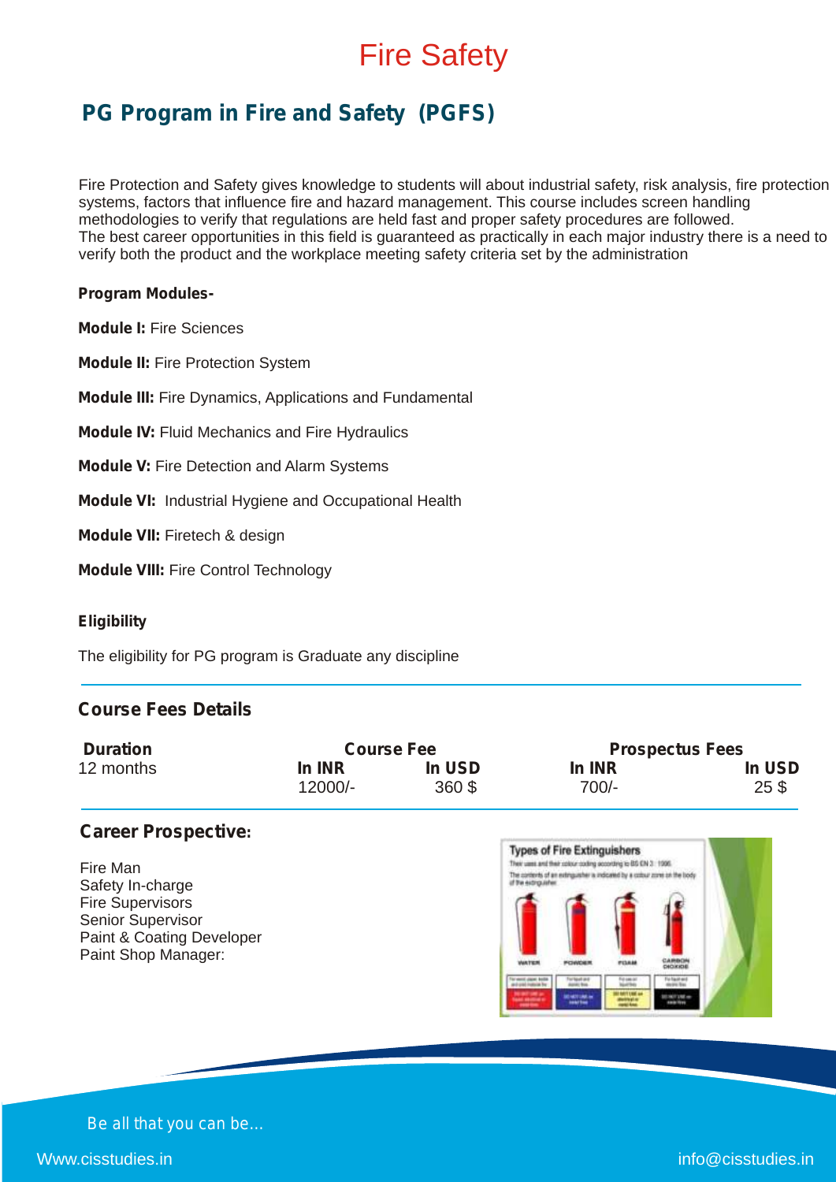# Fire Safety

## PG Program in Fire and Safety (PGFS)

Fire Protection and Safety gives knowledge to students will about industrial safety, risk analysis, fire protection systems, factors that influence fire and hazard management. This course includes screen handling methodologies to verify that regulations are held fast and proper safety procedures are followed.
The best career opportunities in this field is guaranteed as practically in each major industry there is a need to verify both the product and the workplace meeting safety criteria set by the administration

**Program Modules-**

**Module I:** Fire Sciences

**Module II:** Fire Protection System

**Module III:** Fire Dynamics, Applications and Fundamental

**Module IV:** Fluid Mechanics and Fire Hydraulics

**Module V:** Fire Detection and Alarm Systems

**Module VI:** Industrial Hygiene and Occupational Health

**Module VII:** Firetech & design

**Module VIII:** Fire Control Technology

**Eligibility**

The eligibility for PG program is Graduate any discipline

### Course Fees Details

| Duration | Course Fee | | Prospectus Fees | |
|---|---|---|---|---|
| | In INR | In USD | In INR | In USD |
| 12 months | 12000/- | 360 $ | 700/- | 25 $ |

### Career Prospective:

Fire Man
Safety In-charge
Fire Supervisors
Senior Supervisor
Paint & Coating Developer
Paint Shop Manager:

Be all that you can be...

Www.cisstudies.in

info@cisstudies.in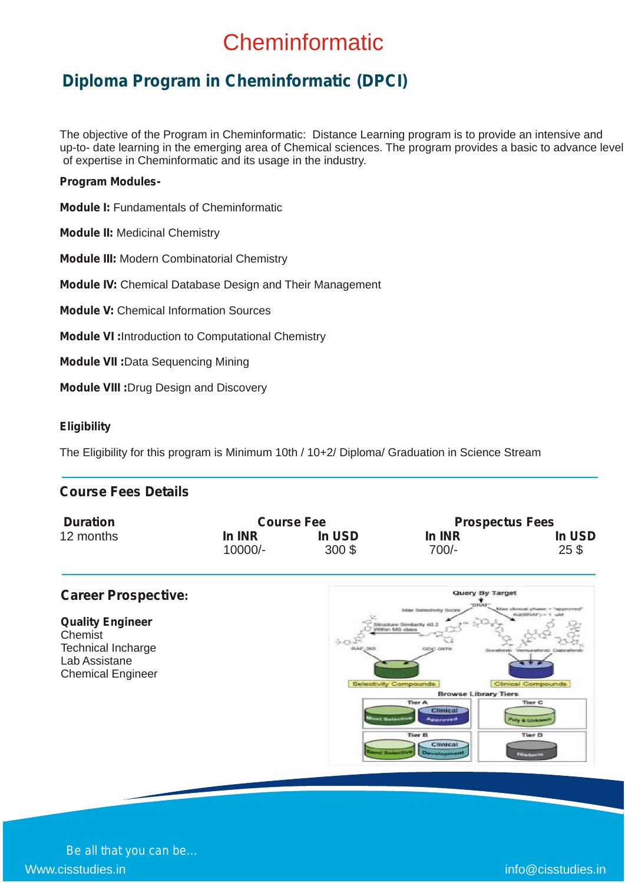# Cheminformatic

## Diploma Program in Cheminformatic (DPCI)

The objective of the Program in Cheminformatic: Distance Learning program is to provide an intensive and up-to- date learning in the emerging area of Chemical sciences. The program provides a basic to advance level of expertise in Cheminformatic and its usage in the industry.

**Program Modules-**

**Module I:** Fundamentals of Cheminformatic

**Module II:** Medicinal Chemistry

**Module III:** Modern Combinatorial Chemistry

**Module IV:** Chemical Database Design and Their Management

**Module V:** Chemical Information Sources

**Module VI :**Introduction to Computational Chemistry

**Module VII :**Data Sequencing Mining

**Module VIII :**Drug Design and Discovery

**Eligibility**

The Eligibility for this program is Minimum 10th / 10+2/ Diploma/ Graduation in Science Stream

### Course Fees Details

| Duration | Course Fee | | Prospectus Fees | |
|---|---|---|---|---|
| | In INR | In USD | In INR | In USD |
| 12 months | 10000/- | 300 $ | 700/- | 25 $ |

### Career Prospective:

**Quality Engineer**
Chemist
Technical Incharge
Lab Assistane
Chemical Engineer

Be all that you can be...

Www.cisstudies.in

info@cisstudies.in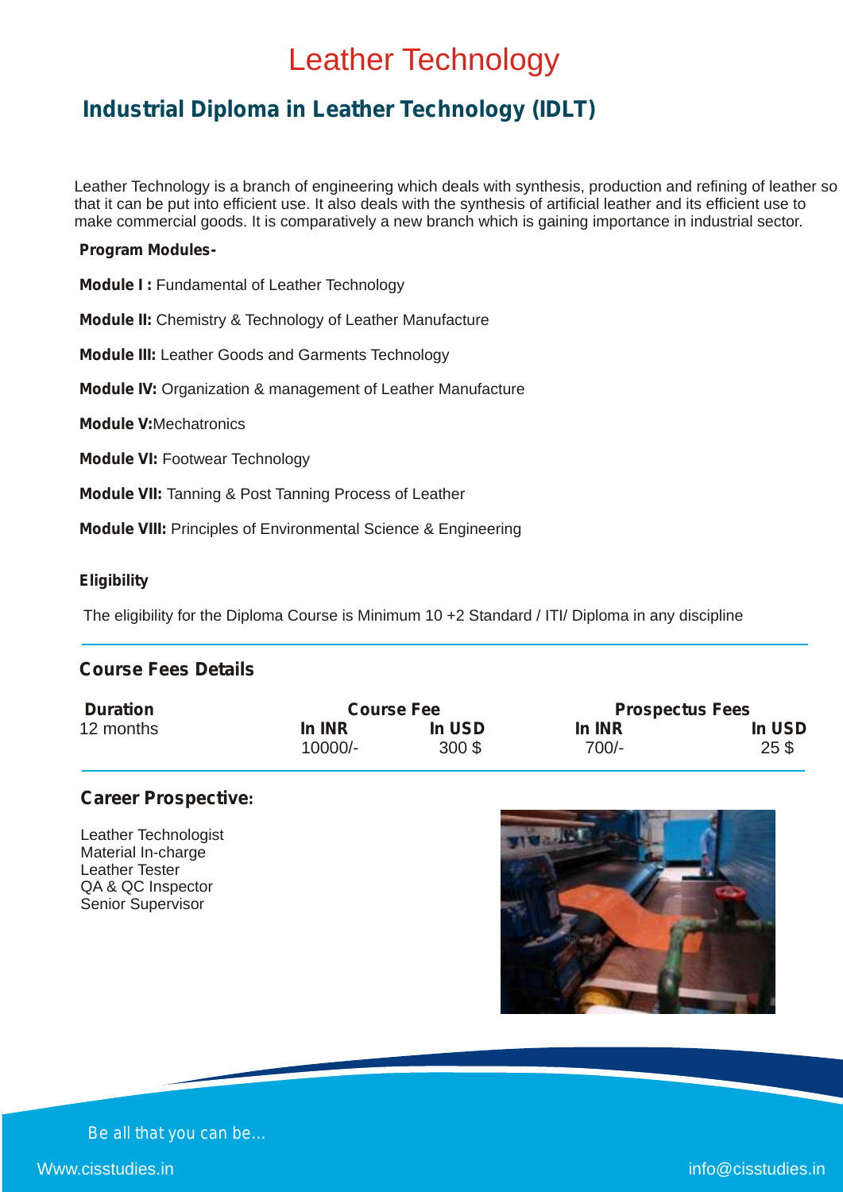# Leather Technology

## Industrial Diploma in Leather Technology (IDLT)

Leather Technology is a branch of engineering which deals with synthesis, production and refining of leather so that it can be put into efficient use. It also deals with the synthesis of artificial leather and its efficient use to make commercial goods. It is comparatively a new branch which is gaining importance in industrial sector.

**Program Modules-**

**Module I :** Fundamental of Leather Technology

**Module II:** Chemistry & Technology of Leather Manufacture

**Module III:** Leather Goods and Garments Technology

**Module IV:** Organization & management of Leather Manufacture

**Module V:** Mechatronics

**Module VI:** Footwear Technology

**Module VII:** Tanning & Post Tanning Process of Leather

**Module VIII:** Principles of Environmental Science & Engineering

**Eligibility**

The eligibility for the Diploma Course is Minimum 10 +2 Standard / ITI/ Diploma in any discipline

### Course Fees Details

| Duration | Course Fee | | Prospectus Fees | |
|---|---|---|---|---|
| | In INR | In USD | In INR | In USD |
| 12 months | 10000/- | 300 $ | 700/- | 25 $ |

### Career Prospective:

Leather Technologist
Material In-charge
Leather Tester
QA & QC Inspector
Senior Supervisor

Be all that you can be...

Www.cisstudies.in

info@cisstudies.in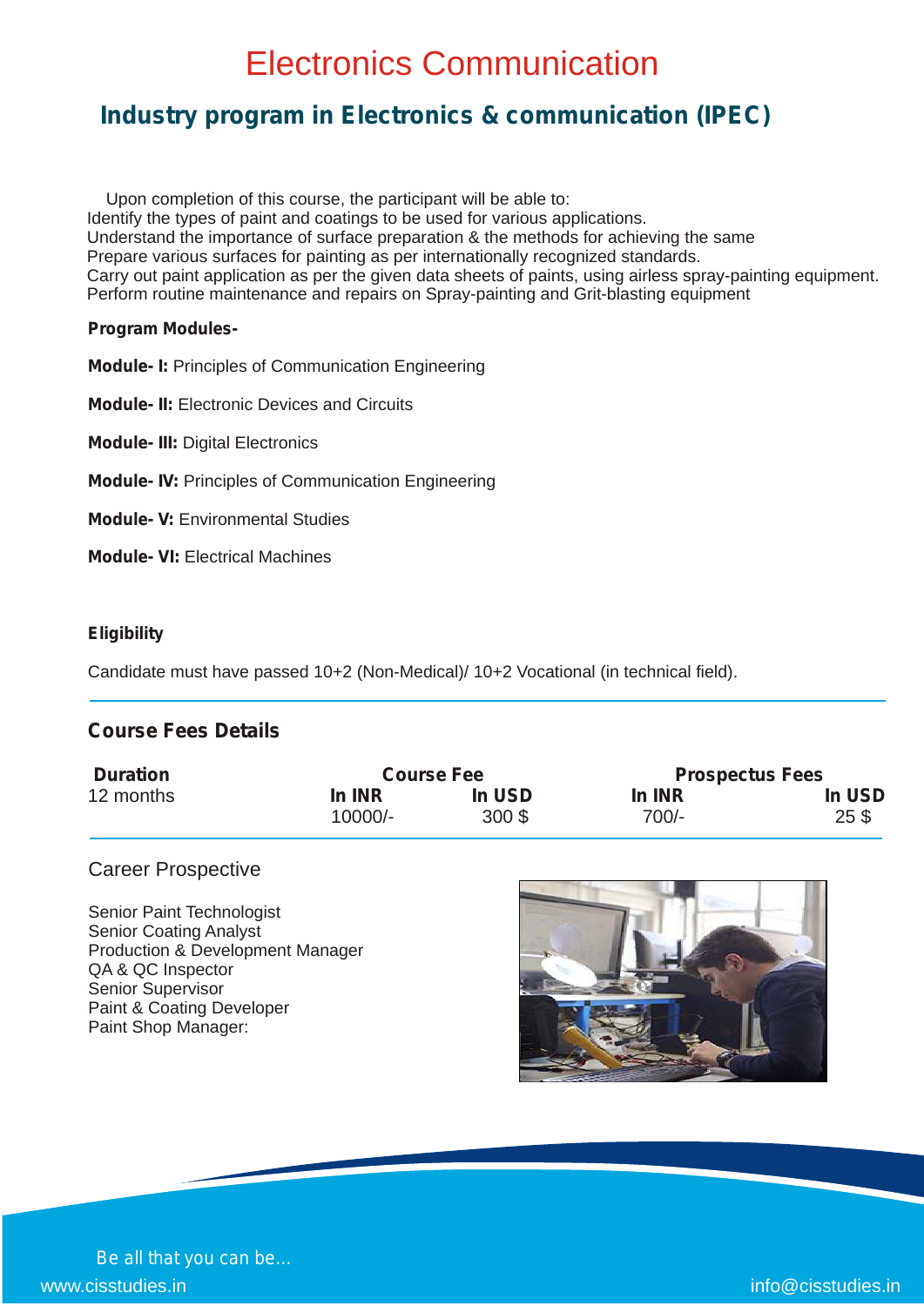// Electronics Communication

## Industry program in Electronics & communication (IPEC)

Upon completion of this course, the participant will be able to:
Identify the types of paint and coatings to be used for various applications.
Understand the importance of surface preparation & the methods for achieving the same
Prepare various surfaces for painting as per internationally recognized standards.
Carry out paint application as per the given data sheets of paints, using airless spray-painting equipment.
Perform routine maintenance and repairs on Spray-painting and Grit-blasting equipment

**Program Modules-**

**Module- I:** Principles of Communication Engineering

**Module- II:** Electronic Devices and Circuits

**Module- III:** Digital Electronics

**Module- IV:** Principles of Communication Engineering

**Module- V:** Environmental Studies

**Module- VI:** Electrical Machines

**Eligibility**

Candidate must have passed 10+2 (Non-Medical)/ 10+2 Vocational (in technical field).

### Course Fees Details

| Duration | Course Fee | | Prospectus Fees | |
|---|---|---|---|---|
| | In INR | In USD | In INR | In USD |
| 12 months | 10000/- | 300 $ | 700/- | 25 $ |

### Career Prospective

Senior Paint Technologist
Senior Coating Analyst
Production & Development Manager
QA & QC Inspector
Senior Supervisor
Paint & Coating Developer
Paint Shop Manager:

Be all that you can be...

www.cisstudies.in info@cisstudies.in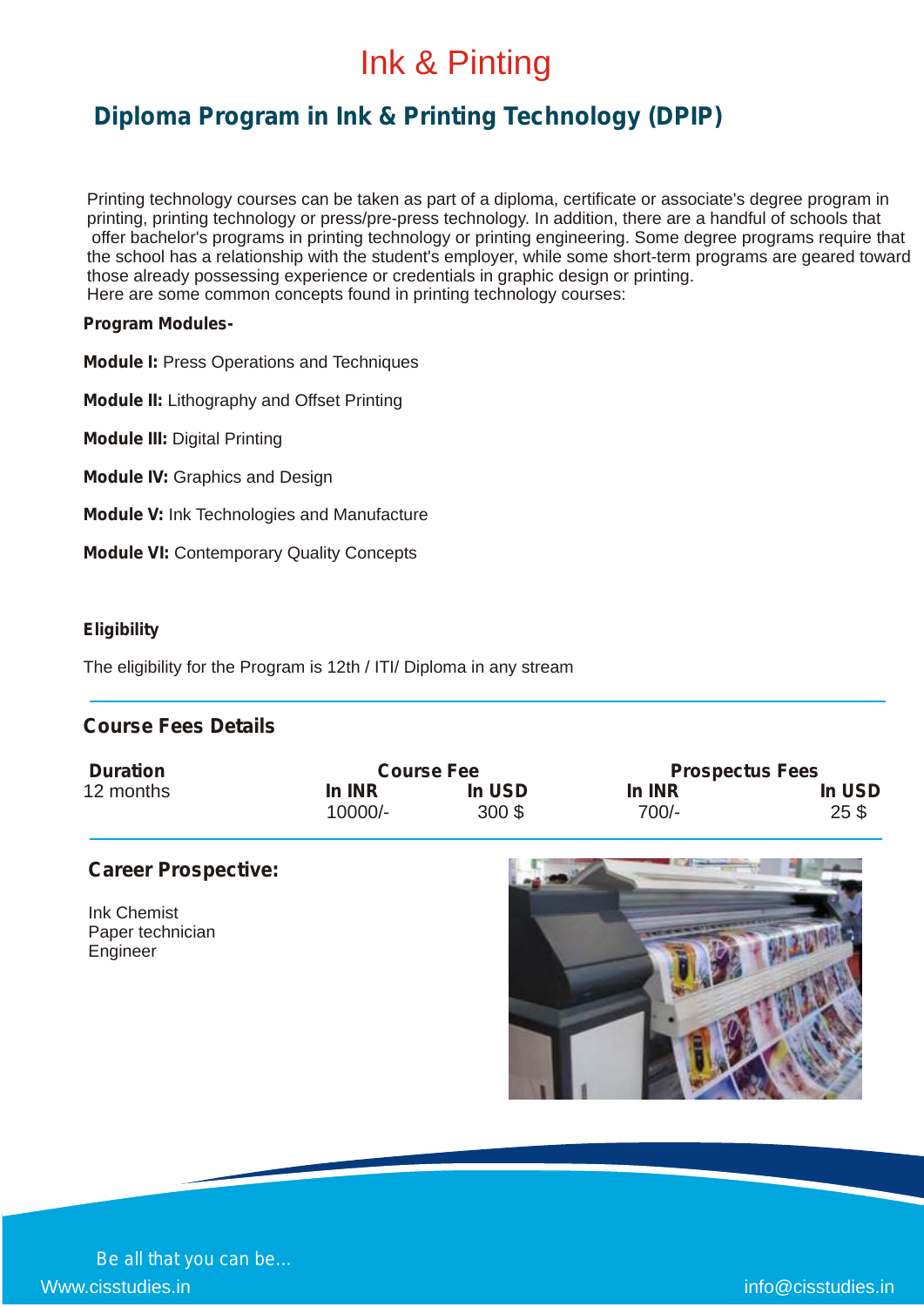# Ink & Pinting

## Diploma Program in Ink & Printing Technology (DPIP)

Printing technology courses can be taken as part of a diploma, certificate or associate's degree program in printing, printing technology or press/pre-press technology. In addition, there are a handful of schools that offer bachelor's programs in printing technology or printing engineering. Some degree programs require that the school has a relationship with the student's employer, while some short-term programs are geared toward those already possessing experience or credentials in graphic design or printing.
Here are some common concepts found in printing technology courses:

**Program Modules-**

**Module I:** Press Operations and Techniques

**Module II:** Lithography and Offset Printing

**Module III:** Digital Printing

**Module IV:** Graphics and Design

**Module V:** Ink Technologies and Manufacture

**Module VI:** Contemporary Quality Concepts

**Eligibility**

The eligibility for the Program is 12th / ITI/ Diploma in any stream

### Course Fees Details

| Duration | Course Fee | | Prospectus Fees | |
|---|---|---|---|---|
| | In INR | In USD | In INR | In USD |
| 12 months | 10000/- | 300 $ | 700/- | 25 $ |

### Career Prospective:

Ink Chemist
Paper technician
Engineer

Be all that you can be...

Www.cisstudies.in

info@cisstudies.in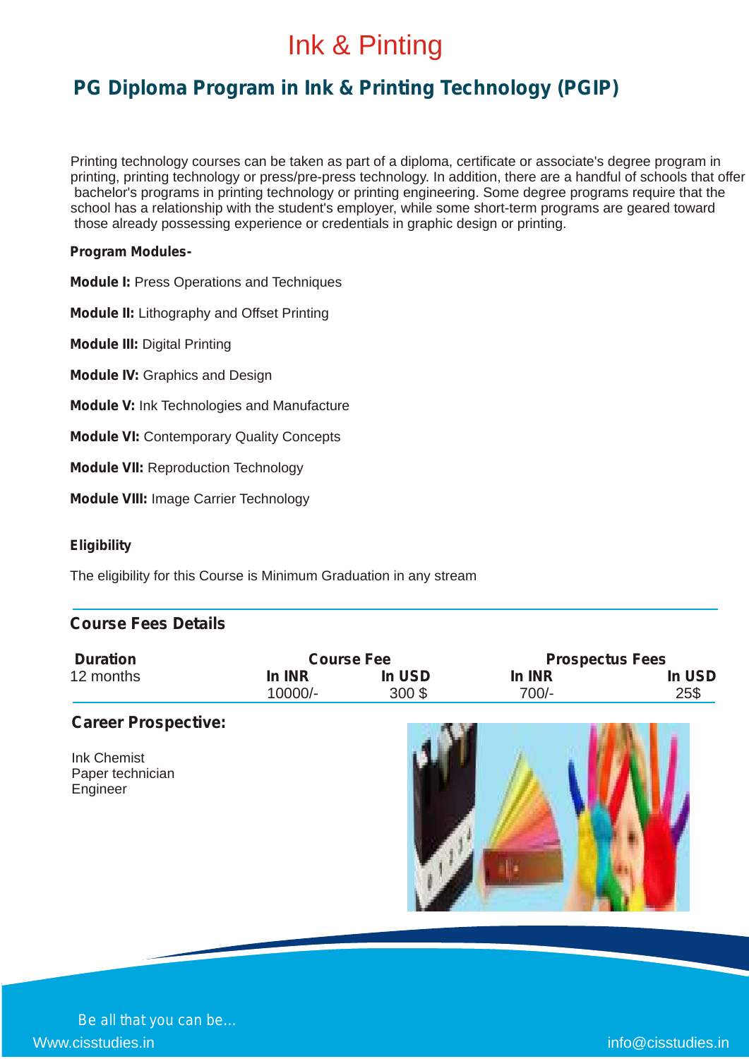# Ink & Pinting

## PG Diploma Program in Ink & Printing Technology (PGIP)

Printing technology courses can be taken as part of a diploma, certificate or associate's degree program in printing, printing technology or press/pre-press technology. In addition, there are a handful of schools that offer bachelor's programs in printing technology or printing engineering. Some degree programs require that the school has a relationship with the student's employer, while some short-term programs are geared toward those already possessing experience or credentials in graphic design or printing.

**Program Modules-**

**Module I:** Press Operations and Techniques

**Module II:** Lithography and Offset Printing

**Module III:** Digital Printing

**Module IV:** Graphics and Design

**Module V:** Ink Technologies and Manufacture

**Module VI:** Contemporary Quality Concepts

**Module VII:** Reproduction Technology

**Module VIII:** Image Carrier Technology

**Eligibility**

The eligibility for this Course is Minimum Graduation in any stream

### Course Fees Details

| Duration | Course Fee | | Prospectus Fees | |
|---|---|---|---|---|
| | In INR | In USD | In INR | In USD |
| 12 months | 10000/- | 300 $ | 700/- | 25$ |

### Career Prospective:

Ink Chemist
Paper technician
Engineer

Be all that you can be...

Www.cisstudies.in

info@cisstudies.in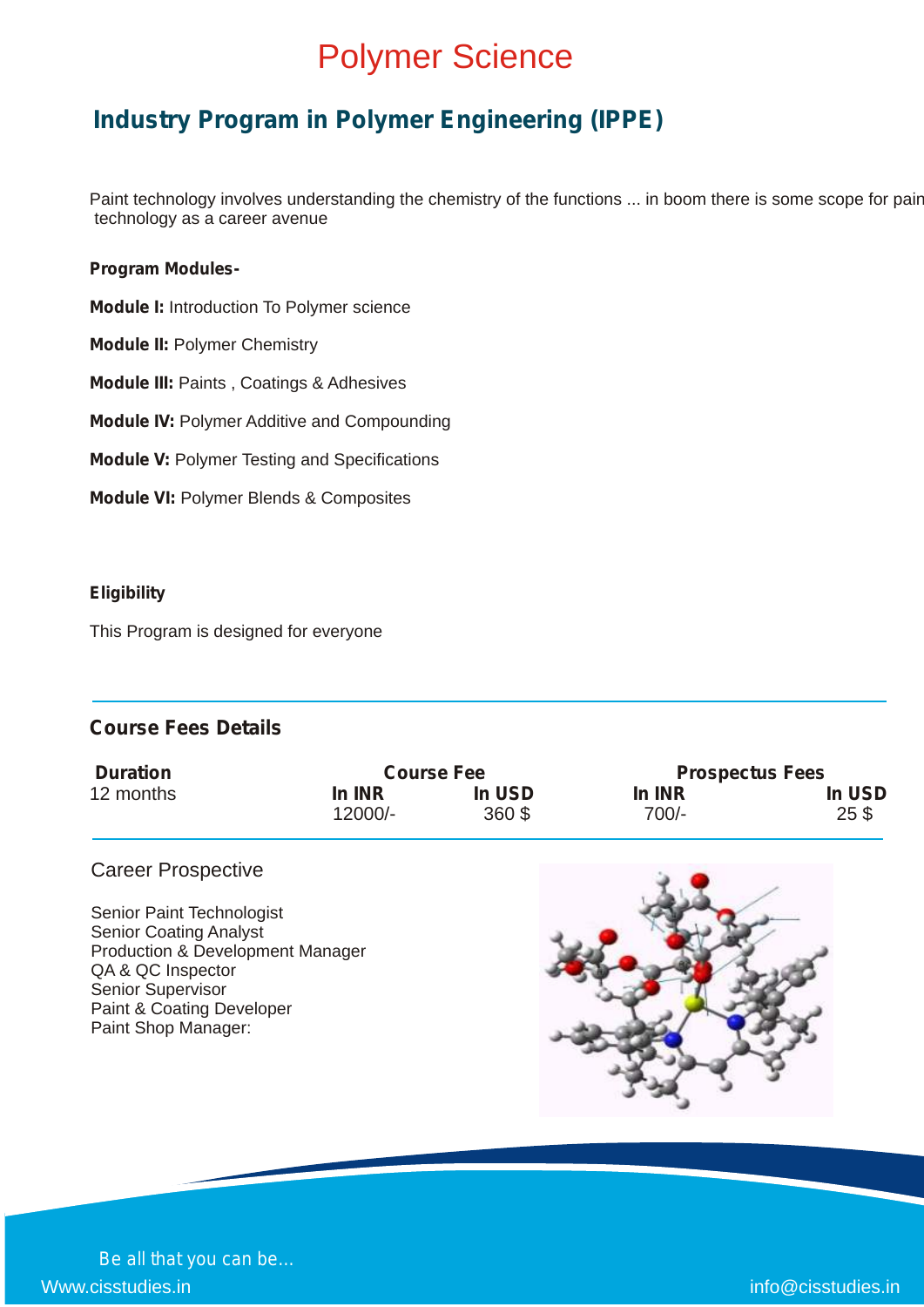# Polymer Science

## Industry Program in Polymer Engineering (IPPE)

Paint technology involves understanding the chemistry of the functions ... in boom there is some scope for pain technology as a career avenue

**Program Modules-**

**Module I:** Introduction To Polymer science

**Module II:** Polymer Chemistry

**Module III:** Paints , Coatings & Adhesives

**Module IV:** Polymer Additive and Compounding

**Module V:** Polymer Testing and Specifications

**Module VI:** Polymer Blends & Composites

**Eligibility**

This Program is designed for everyone

### Course Fees Details

| Duration | Course Fee | | Prospectus Fees | |
|---|---|---|---|---|
| | In INR | In USD | In INR | In USD |
| 12 months | 12000/- | 360 $ | 700/- | 25 $ |

Career Prospective

Senior Paint Technologist
Senior Coating Analyst
Production & Development Manager
QA & QC Inspector
Senior Supervisor
Paint & Coating Developer
Paint Shop Manager:

Be all that you can be...

Www.cisstudies.in

info@cisstudies.in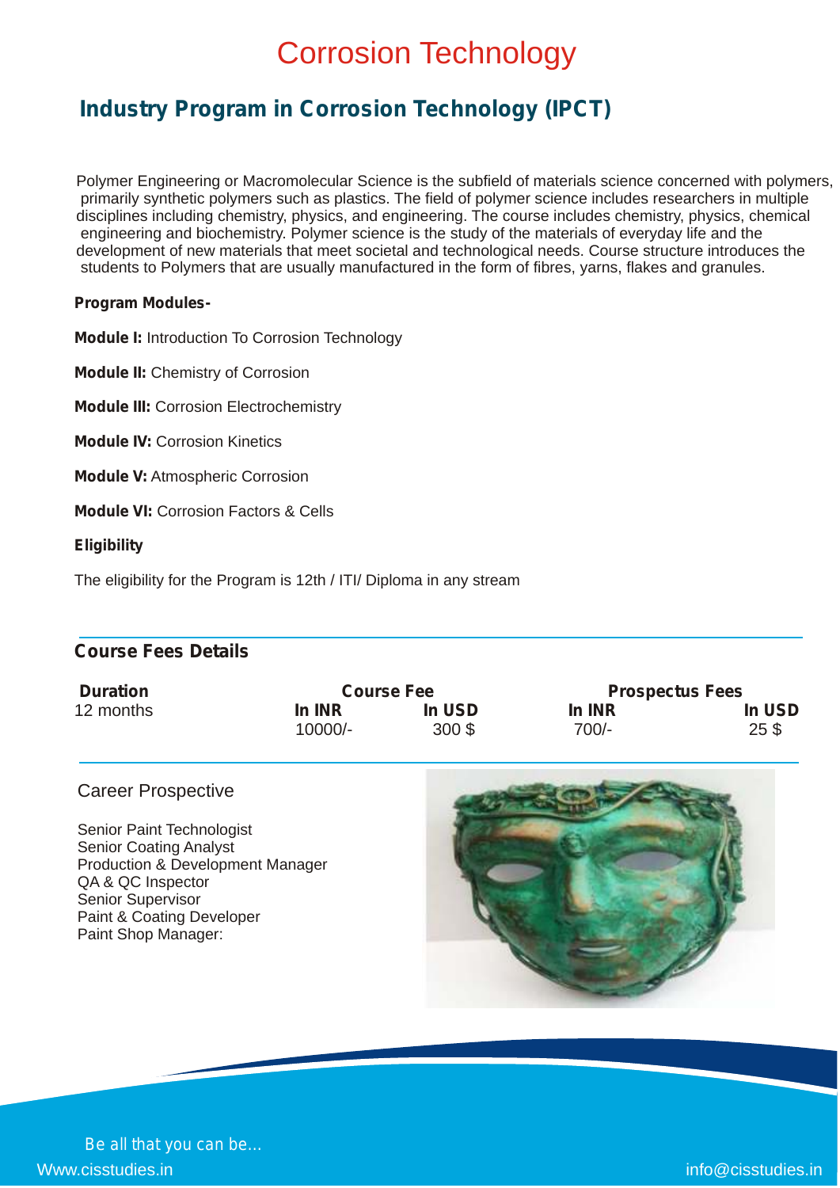# Corrosion Technology

## Industry Program in Corrosion Technology (IPCT)

Polymer Engineering or Macromolecular Science is the subfield of materials science concerned with polymers, primarily synthetic polymers such as plastics. The field of polymer science includes researchers in multiple disciplines including chemistry, physics, and engineering. The course includes chemistry, physics, chemical engineering and biochemistry. Polymer science is the study of the materials of everyday life and the development of new materials that meet societal and technological needs. Course structure introduces the students to Polymers that are usually manufactured in the form of fibres, yarns, flakes and granules.

**Program Modules-**

**Module I:** Introduction To Corrosion Technology

**Module II:** Chemistry of Corrosion

**Module III:** Corrosion Electrochemistry

**Module IV:** Corrosion Kinetics

**Module V:** Atmospheric Corrosion

**Module VI:** Corrosion Factors & Cells

**Eligibility**

The eligibility for the Program is 12th / ITI/ Diploma in any stream

### Course Fees Details

| Duration | Course Fee | | Prospectus Fees | |
|---|---|---|---|---|
| | In INR | In USD | In INR | In USD |
| 12 months | 10000/- | 300 $ | 700/- | 25 $ |

Career Prospective

Senior Paint Technologist
Senior Coating Analyst
Production & Development Manager
QA & QC Inspector
Senior Supervisor
Paint & Coating Developer
Paint Shop Manager:

Be all that you can be...

Www.cisstudies.in

info@cisstudies.in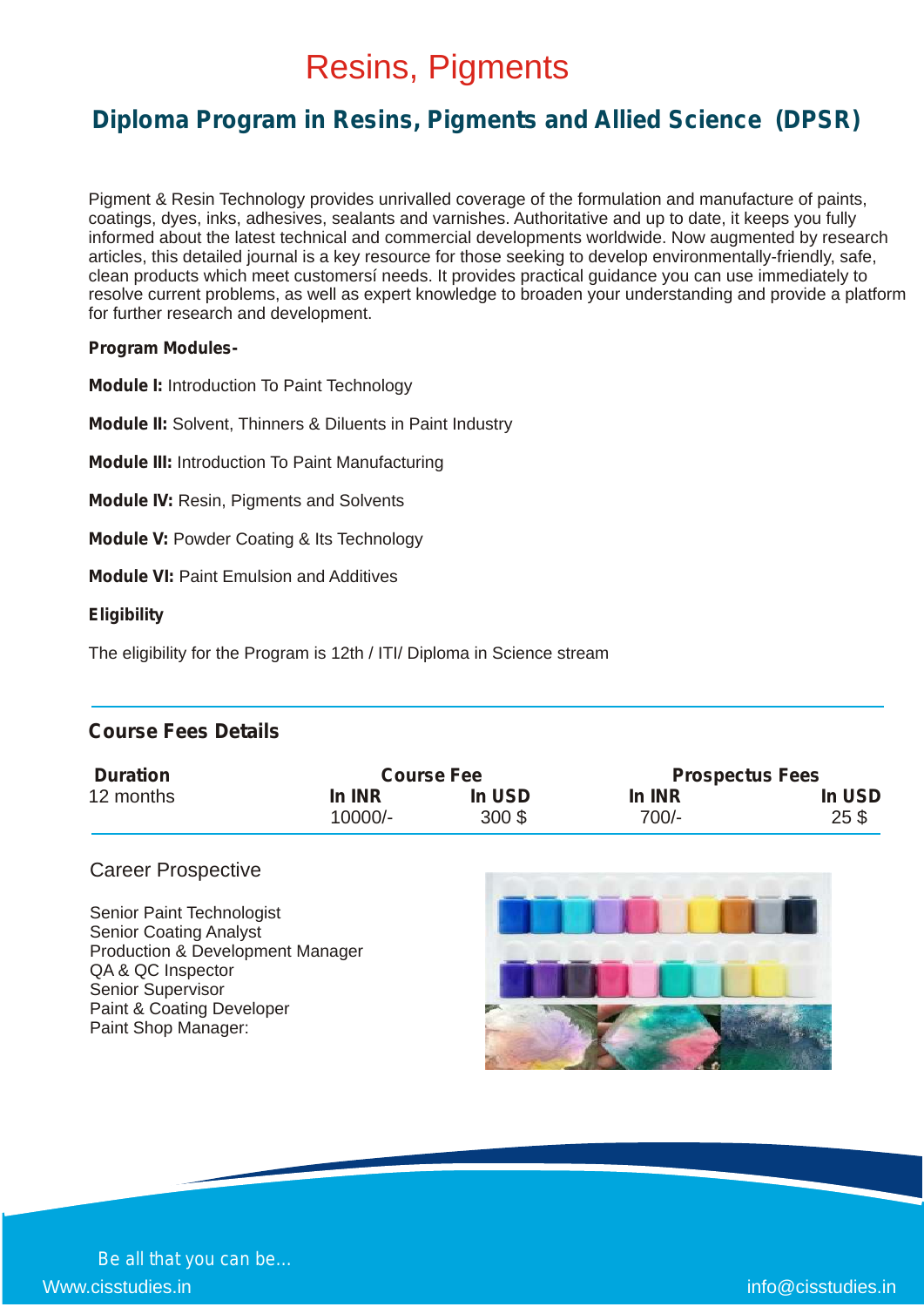# Resins, Pigments

## Diploma Program in Resins, Pigments and Allied Science (DPSR)

Pigment & Resin Technology provides unrivalled coverage of the formulation and manufacture of paints, coatings, dyes, inks, adhesives, sealants and varnishes. Authoritative and up to date, it keeps you fully informed about the latest technical and commercial developments worldwide. Now augmented by research articles, this detailed journal is a key resource for those seeking to develop environmentally-friendly, safe, clean products which meet customersí needs. It provides practical guidance you can use immediately to resolve current problems, as well as expert knowledge to broaden your understanding and provide a platform for further research and development.

**Program Modules-**

**Module I:** Introduction To Paint Technology

**Module II:** Solvent, Thinners & Diluents in Paint Industry

**Module III:** Introduction To Paint Manufacturing

**Module IV:** Resin, Pigments and Solvents

**Module V:** Powder Coating & Its Technology

**Module VI:** Paint Emulsion and Additives

**Eligibility**

The eligibility for the Program is 12th / ITI/ Diploma in Science stream

### Course Fees Details

| Duration | Course Fee | | Prospectus Fees | |
|---|---|---|---|---|
| | **In INR** | **In USD** | **In INR** | **In USD** |
| 12 months | 10000/- | 300 $ | 700/- | 25 $ |

### Career Prospective

Senior Paint Technologist
Senior Coating Analyst
Production & Development Manager
QA & QC Inspector
Senior Supervisor
Paint & Coating Developer
Paint Shop Manager:

Be all that you can be...

Www.cisstudies.in info@cisstudies.in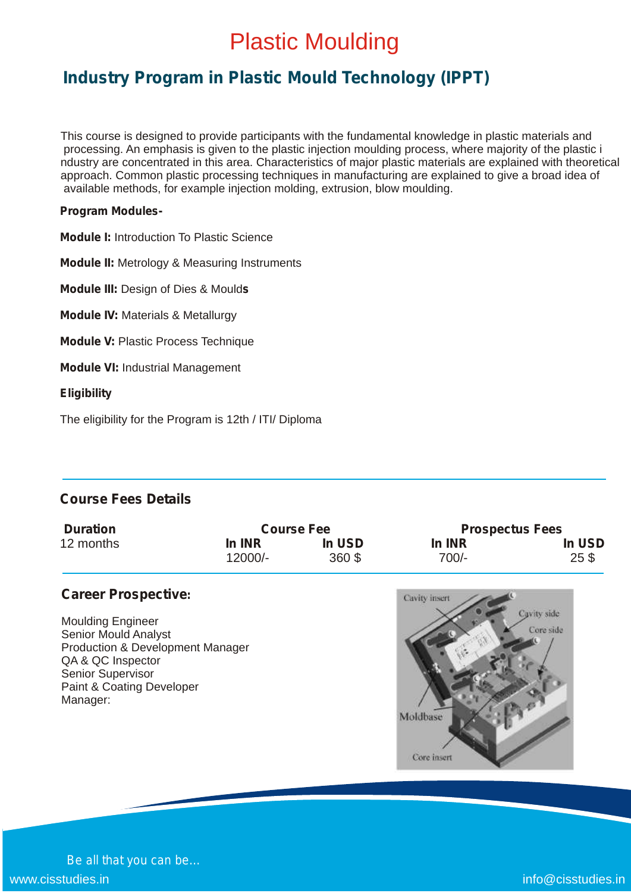# Plastic Moulding

## Industry Program in Plastic Mould Technology (IPPT)

This course is designed to provide participants with the fundamental knowledge in plastic materials and processing. An emphasis is given to the plastic injection moulding process, where majority of the plastic industry are concentrated in this area. Characteristics of major plastic materials are explained with theoretical approach. Common plastic processing techniques in manufacturing are explained to give a broad idea of available methods, for example injection molding, extrusion, blow moulding.

**Program Modules-**

**Module I:** Introduction To Plastic Science

**Module II:** Metrology & Measuring Instruments

**Module III:** Design of Dies & Moulds

**Module IV:** Materials & Metallurgy

**Module V:** Plastic Process Technique

**Module VI:** Industrial Management

**Eligibility**

The eligibility for the Program is 12th / ITI/ Diploma

### Course Fees Details

| Duration | Course Fee | | Prospectus Fees | |
|---|---|---|---|---|
| | In INR | In USD | In INR | In USD |
| 12 months | 12000/- | 360 $ | 700/- | 25 $ |

### Career Prospective:

Moulding Engineer
Senior Mould Analyst
Production & Development Manager
QA & QC Inspector
Senior Supervisor
Paint & Coating Developer
Manager:

Be all that you can be...

www.cisstudies.in    info@cisstudies.in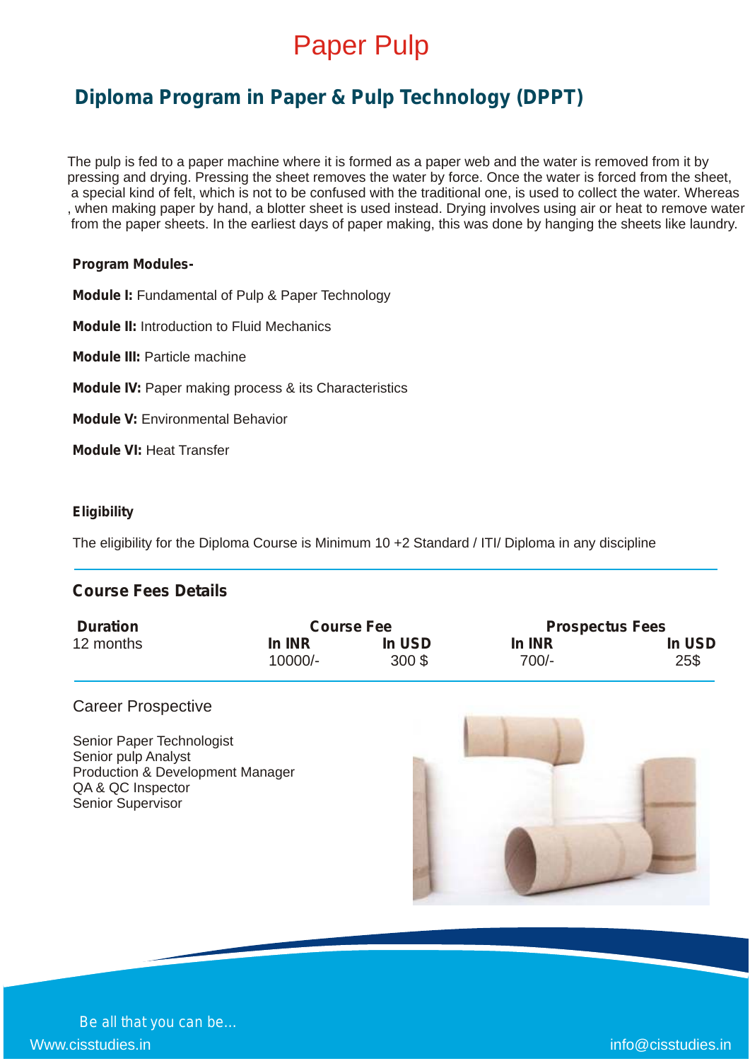# Paper Pulp

## Diploma Program in Paper & Pulp Technology (DPPT)

The pulp is fed to a paper machine where it is formed as a paper web and the water is removed from it by pressing and drying. Pressing the sheet removes the water by force. Once the water is forced from the sheet, a special kind of felt, which is not to be confused with the traditional one, is used to collect the water. Whereas , when making paper by hand, a blotter sheet is used instead. Drying involves using air or heat to remove water from the paper sheets. In the earliest days of paper making, this was done by hanging the sheets like laundry.

**Program Modules-**

**Module I:** Fundamental of Pulp & Paper Technology

**Module II:** Introduction to Fluid Mechanics

**Module III:** Particle machine

**Module IV:** Paper making process & its Characteristics

**Module V:** Environmental Behavior

**Module VI:** Heat Transfer

**Eligibility**

The eligibility for the Diploma Course is Minimum 10 +2 Standard / ITI/ Diploma in any discipline

**Course Fees Details**

| Duration | Course Fee | | Prospectus Fees | |
|---|---|---|---|---|
| | In INR | In USD | In INR | In USD |
| 12 months | 10000/- | 300 $ | 700/- | 25$ |

Career Prospective

Senior Paper Technologist
Senior pulp Analyst
Production & Development Manager
QA & QC Inspector
Senior Supervisor

Be all that you can be...

Www.cisstudies.in

info@cisstudies.in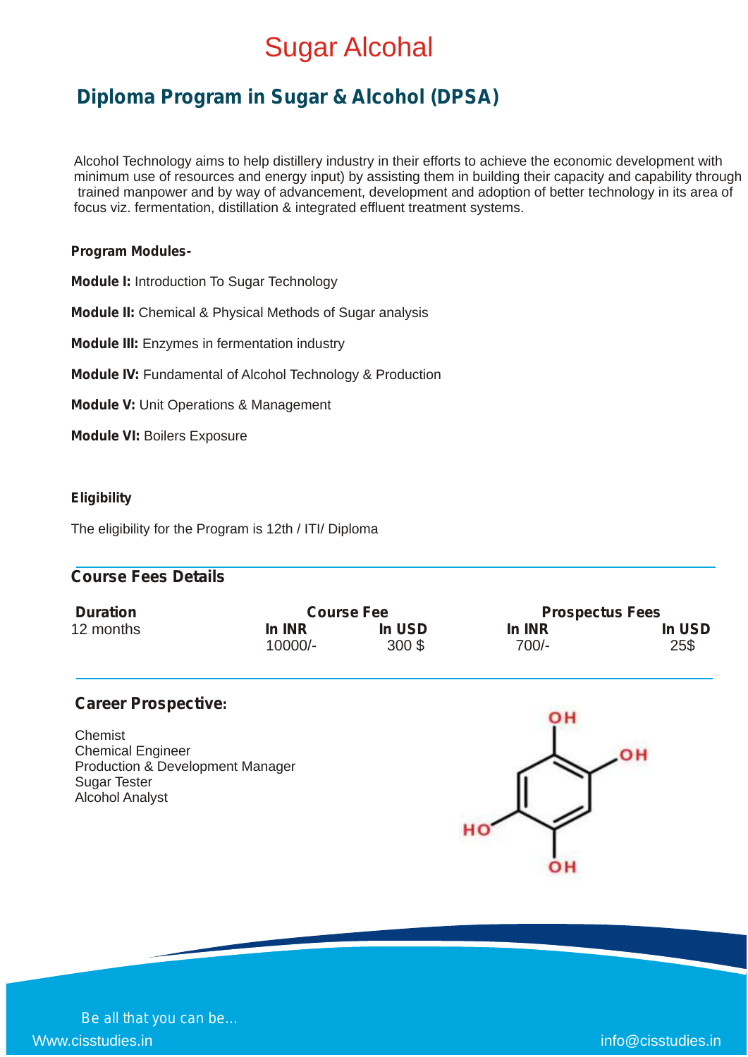# Sugar Alcohal

## Diploma Program in Sugar & Alcohol (DPSA)

Alcohol Technology aims to help distillery industry in their efforts to achieve the economic development with minimum use of resources and energy input) by assisting them in building their capacity and capability through trained manpower and by way of advancement, development and adoption of better technology in its area of focus viz. fermentation, distillation & integrated effluent treatment systems.

**Program Modules-**

**Module I:** Introduction To Sugar Technology

**Module II:** Chemical & Physical Methods of Sugar analysis

**Module III:** Enzymes in fermentation industry

**Module IV:** Fundamental of Alcohol Technology & Production

**Module V:** Unit Operations & Management

**Module VI:** Boilers Exposure

**Eligibility**

The eligibility for the Program is 12th / ITI/ Diploma

### Course Fees Details

| Duration | Course Fee | | Prospectus Fees | |
|---|---|---|---|---|
| | In INR | In USD | In INR | In USD |
| 12 months | 10000/- | 300 $ | 700/- | 25$ |

### Career Prospective:

Chemist
Chemical Engineer
Production & Development Manager
Sugar Tester
Alcohol Analyst

Be all that you can be...

Www.cisstudies.in info@cisstudies.in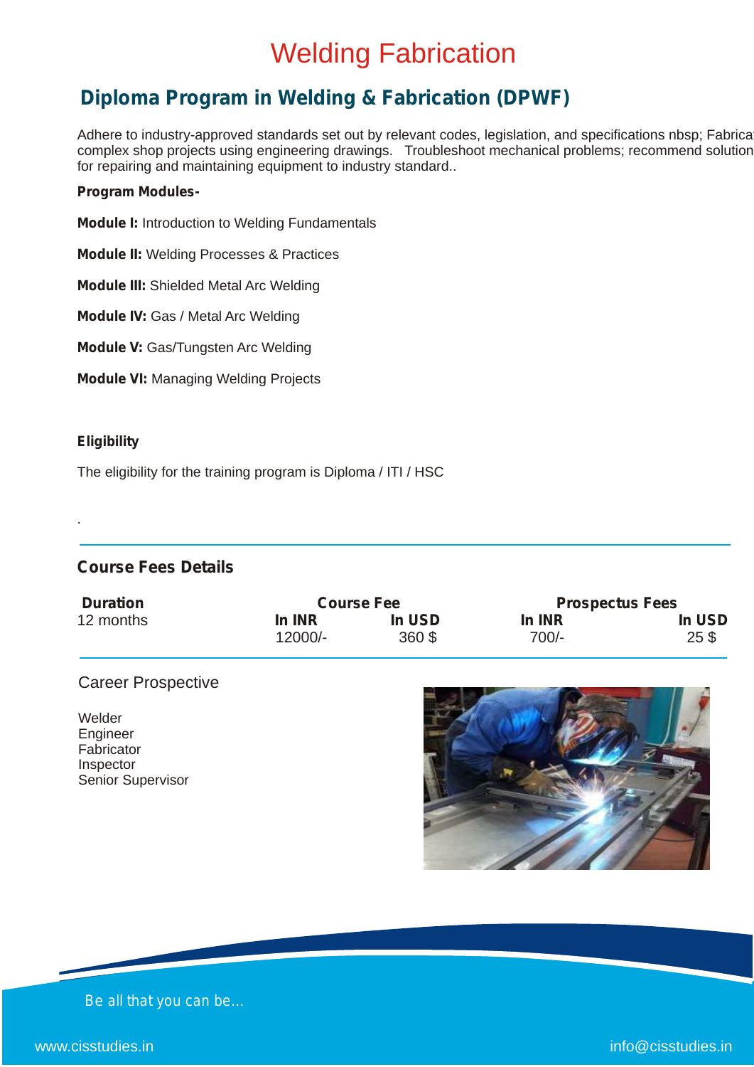# Welding Fabrication

## Diploma Program in Welding & Fabrication (DPWF)

Adhere to industry-approved standards set out by relevant codes, legislation, and specifications nbsp; Fabricat complex shop projects using engineering drawings.  Troubleshoot mechanical problems; recommend solution for repairing and maintaining equipment to industry standard..

**Program Modules-**

**Module I:** Introduction to Welding Fundamentals

**Module II:** Welding Processes & Practices

**Module III:** Shielded Metal Arc Welding

**Module IV:** Gas / Metal Arc Welding

**Module V:** Gas/Tungsten Arc Welding

**Module VI:** Managing Welding Projects

**Eligibility**

The eligibility for the training program is Diploma / ITI / HSC

.

### Course Fees Details

| Duration | Course Fee | | Prospectus Fees | |
|---|---|---|---|---|
| | In INR | In USD | In INR | In USD |
| 12 months | 12000/- | 360 $ | 700/- | 25 $ |

Career Prospective

Welder
Engineer
Fabricator
Inspector
Senior Supervisor

Be all that you can be...

www.cisstudies.in

info@cisstudies.in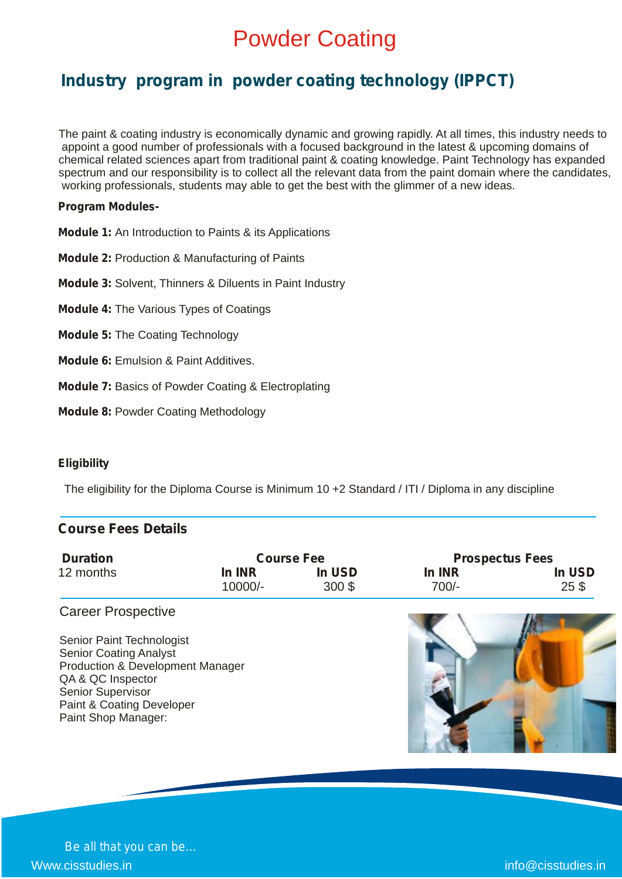# Powder Coating

## Industry program in powder coating technology (IPPCT)

The paint & coating industry is economically dynamic and growing rapidly. At all times, this industry needs to appoint a good number of professionals with a focused background in the latest & upcoming domains of chemical related sciences apart from traditional paint & coating knowledge. Paint Technology has expanded spectrum and our responsibility is to collect all the relevant data from the paint domain where the candidates, working professionals, students may able to get the best with the glimmer of a new ideas.

**Program Modules-**

**Module 1:** An Introduction to Paints & its Applications

**Module 2:** Production & Manufacturing of Paints

**Module 3:** Solvent, Thinners & Diluents in Paint Industry

**Module 4:** The Various Types of Coatings

**Module 5:** The Coating Technology

**Module 6:** Emulsion & Paint Additives.

**Module 7:** Basics of Powder Coating & Electroplating

**Module 8:** Powder Coating Methodology

**Eligibility**

The eligibility for the Diploma Course is Minimum 10 +2 Standard / ITI / Diploma in any discipline

### Course Fees Details

| Duration | Course Fee | | Prospectus Fees | |
|---|---|---|---|---|
| | In INR | In USD | In INR | In USD |
| 12 months | 10000/- | 300 $ | 700/- | 25 $ |

### Career Prospective

Senior Paint Technologist
Senior Coating Analyst
Production & Development Manager
QA & QC Inspector
Senior Supervisor
Paint & Coating Developer
Paint Shop Manager:

Be all that you can be...

Www.cisstudies.in info@cisstudies.in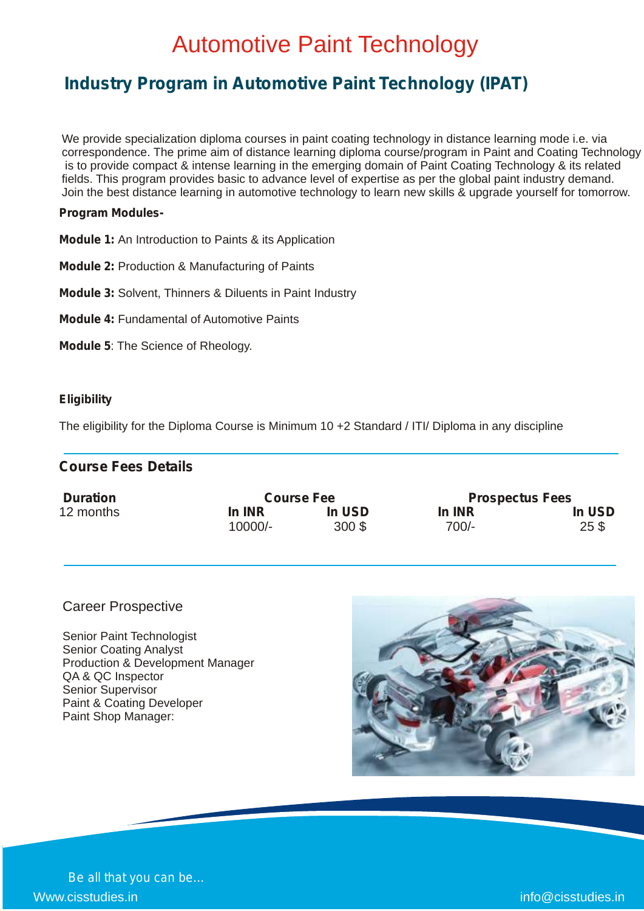# Automotive Paint Technology

## Industry Program in Automotive Paint Technology (IPAT)

We provide specialization diploma courses in paint coating technology in distance learning mode i.e. via correspondence. The prime aim of distance learning diploma course/program in Paint and Coating Technology is to provide compact & intense learning in the emerging domain of Paint Coating Technology & its related fields. This program provides basic to advance level of expertise as per the global paint industry demand. Join the best distance learning in automotive technology to learn new skills & upgrade yourself for tomorrow.

**Program Modules-**

**Module 1:** An Introduction to Paints & its Application

**Module 2:** Production & Manufacturing of Paints

**Module 3:** Solvent, Thinners & Diluents in Paint Industry

**Module 4:** Fundamental of Automotive Paints

**Module 5**: The Science of Rheology.

**Eligibility**

The eligibility for the Diploma Course is Minimum 10 +2 Standard / ITI/ Diploma in any discipline

### Course Fees Details

| Duration | Course Fee | | Prospectus Fees | |
|---|---|---|---|---|
| | In INR | In USD | In INR | In USD |
| 12 months | 10000/- | 300 $ | 700/- | 25 $ |

### Career Prospective

Senior Paint Technologist
Senior Coating Analyst
Production & Development Manager
QA & QC Inspector
Senior Supervisor
Paint & Coating Developer
Paint Shop Manager:

Be all that you can be...

Www.cisstudies.in

info@cisstudies.in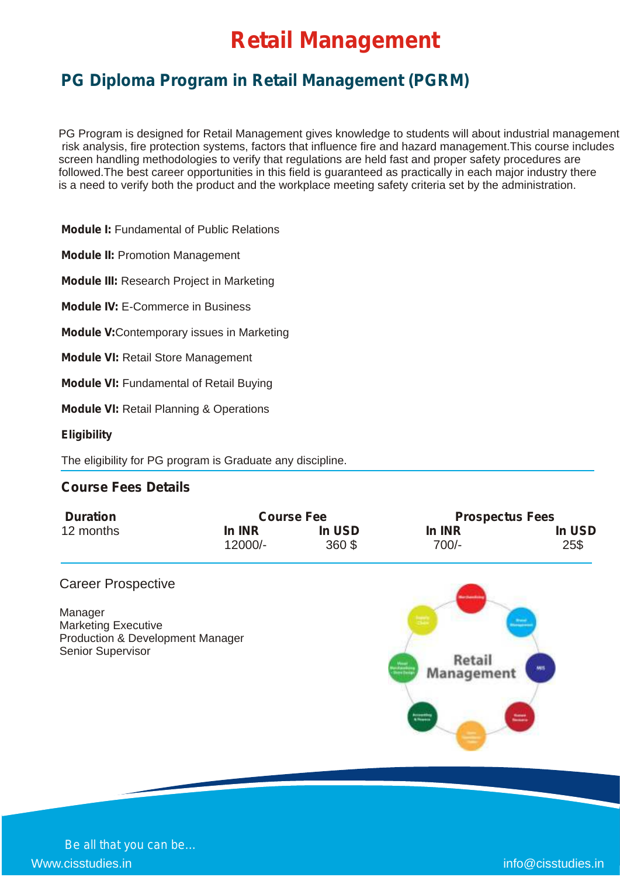# Retail Management

## PG Diploma Program in Retail Management (PGRM)

PG Program is designed for Retail Management gives knowledge to students will about industrial management risk analysis, fire protection systems, factors that influence fire and hazard management.This course includes screen handling methodologies to verify that regulations are held fast and proper safety procedures are followed.The best career opportunities in this field is guaranteed as practically in each major industry there is a need to verify both the product and the workplace meeting safety criteria set by the administration.

**Module I:** Fundamental of Public Relations

**Module II:** Promotion Management

**Module III:** Research Project in Marketing

**Module IV:** E-Commerce in Business

**Module V:**Contemporary issues in Marketing

**Module VI:** Retail Store Management

**Module VI:** Fundamental of Retail Buying

**Module VI:** Retail Planning & Operations

**Eligibility**

The eligibility for PG program is Graduate any discipline.

### Course Fees Details

| Duration | Course Fee | | Prospectus Fees | |
|---|---|---|---|---|
| | In INR | In USD | In INR | In USD |
| 12 months | 12000/- | 360 $ | 700/- | 25$ |

Career Prospective

Manager
Marketing Executive
Production & Development Manager
Senior Supervisor

Be all that you can be...

Www.cisstudies.in

info@cisstudies.in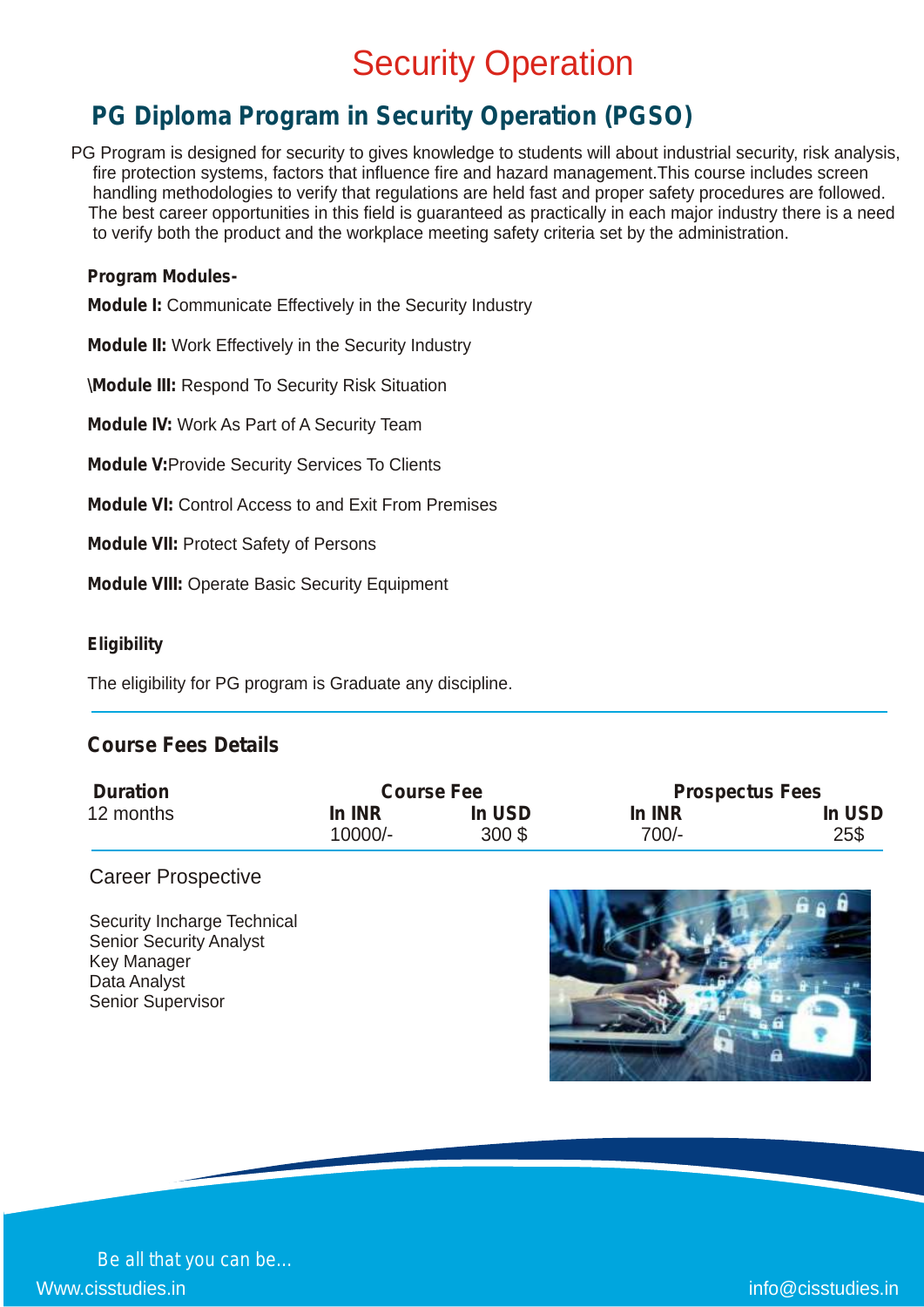# Security Operation

## PG Diploma Program in Security Operation (PGSO)

PG Program is designed for security to gives knowledge to students will about industrial security, risk analysis, fire protection systems, factors that influence fire and hazard management.This course includes screen handling methodologies to verify that regulations are held fast and proper safety procedures are followed. The best career opportunities in this field is guaranteed as practically in each major industry there is a need to verify both the product and the workplace meeting safety criteria set by the administration.

**Program Modules-**

**Module I:** Communicate Effectively in the Security Industry

**Module II:** Work Effectively in the Security Industry

\**Module III:** Respond To Security Risk Situation

**Module IV:** Work As Part of A Security Team

**Module V:**Provide Security Services To Clients

**Module VI:** Control Access to and Exit From Premises

**Module VII:** Protect Safety of Persons

**Module VIII:** Operate Basic Security Equipment

**Eligibility**

The eligibility for PG program is Graduate any discipline.

### Course Fees Details

| Duration | Course Fee | | Prospectus Fees | |
|---|---|---|---|---|
| | In INR | In USD | In INR | In USD |
| 12 months | 10000/- | 300 $ | 700/- | 25$ |

Career Prospective

Security Incharge Technical
Senior Security Analyst
Key Manager
Data Analyst
Senior Supervisor

Be all that you can be...

Www.cisstudies.in

info@cisstudies.in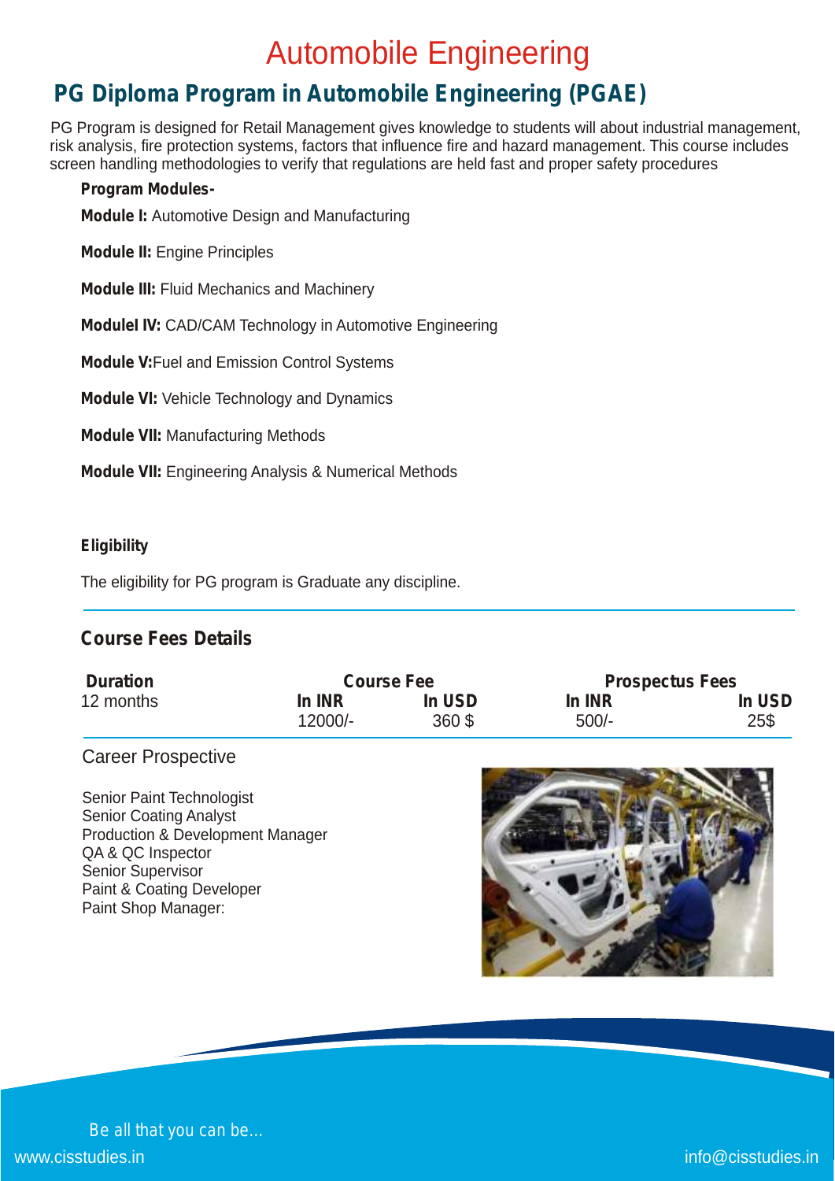# Automobile Engineering

## PG Diploma Program in Automobile Engineering (PGAE)

PG Program is designed for Retail Management gives knowledge to students will about industrial management, risk analysis, fire protection systems, factors that influence fire and hazard management. This course includes screen handling methodologies to verify that regulations are held fast and proper safety procedures

**Program Modules-**

**Module I:** Automotive Design and Manufacturing

**Module II:** Engine Principles

**Module III:** Fluid Mechanics and Machinery

**Modulel IV:** CAD/CAM Technology in Automotive Engineering

**Module V:**Fuel and Emission Control Systems

**Module VI:** Vehicle Technology and Dynamics

**Module VII:** Manufacturing Methods

**Module VII:** Engineering Analysis & Numerical Methods

**Eligibility**

The eligibility for PG program is Graduate any discipline.

### Course Fees Details

| Duration | Course Fee | | Prospectus Fees | |
|---|---|---|---|---|
| | In INR | In USD | In INR | In USD |
| 12 months | 12000/- | 360 $ | 500/- | 25$ |

Career Prospective

Senior Paint Technologist
Senior Coating Analyst
Production & Development Manager
QA & QC Inspector
Senior Supervisor
Paint & Coating Developer
Paint Shop Manager:

Be all that you can be...

www.cisstudies.in

info@cisstudies.in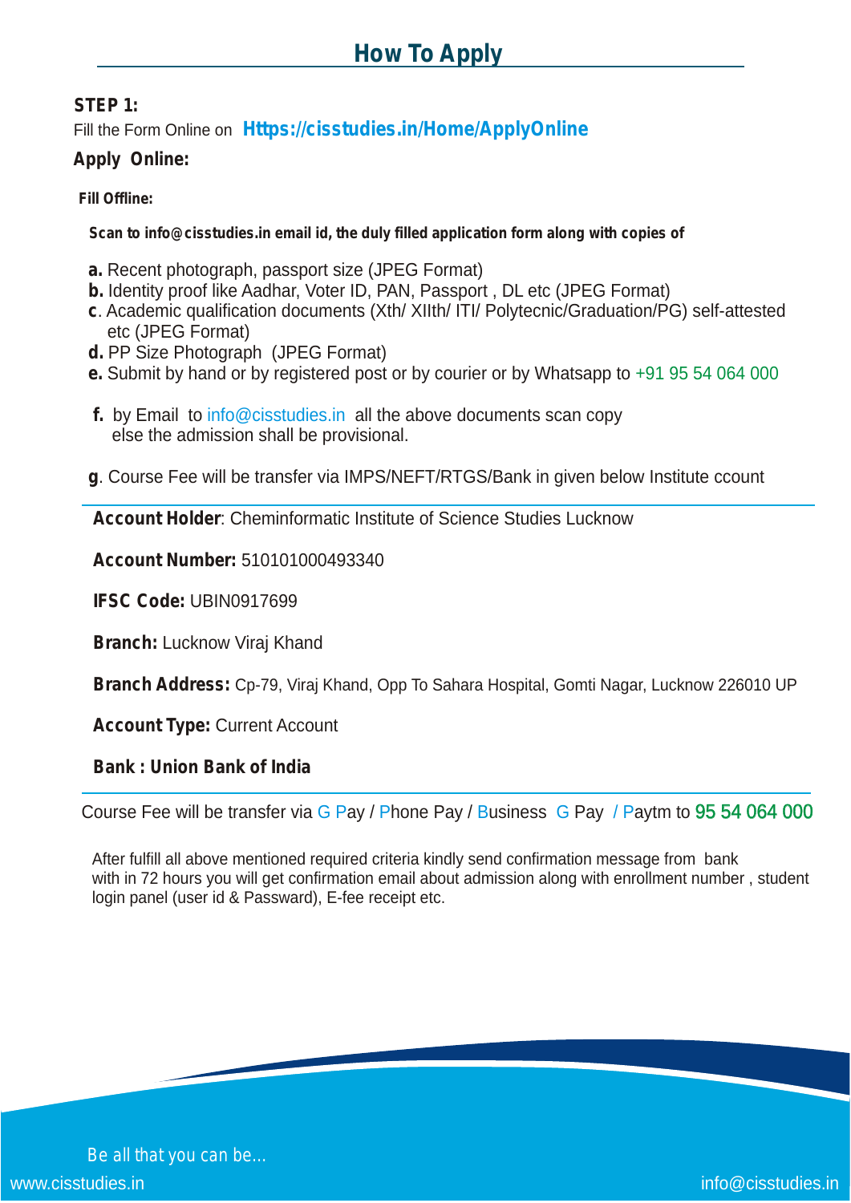## How To Apply

**STEP 1:**

Fill the Form Online on **Https://cisstudies.in/Home/ApplyOnline**

**Apply Online:**

**Fill Offline:**

**Scan to info@cisstudies.in email id, the duly filled application form along with copies of**

**a.** Recent photograph, passport size (JPEG Format)
**b.** Identity proof like Aadhar, Voter ID, PAN, Passport , DL etc (JPEG Format)
**c**. Academic qualification documents (Xth/ XIIth/ ITI/ Polytecnic/Graduation/PG) self-attested etc (JPEG Format)
**d.** PP Size Photograph (JPEG Format)
**e.** Submit by hand or by registered post or by courier or by Whatsapp to +91 95 54 064 000

**f.** by Email to info@cisstudies.in all the above documents scan copy else the admission shall be provisional.

**g**. Course Fee will be transfer via IMPS/NEFT/RTGS/Bank in given below Institute ccount

**Account Holder**: Cheminformatic Institute of Science Studies Lucknow

**Account Number:** 510101000493340

**IFSC Code:** UBIN0917699

**Branch:** Lucknow Viraj Khand

**Branch Address:** Cp-79, Viraj Khand, Opp To Sahara Hospital, Gomti Nagar, Lucknow 226010 UP

**Account Type:** Current Account

**Bank : Union Bank of India**

Course Fee will be transfer via G Pay / Phone Pay / Business G Pay / Paytm to 95 54 064 000

After fulfill all above mentioned required criteria kindly send confirmation message from bank with in 72 hours you will get confirmation email about admission along with enrollment number , student login panel (user id & Passward), E-fee receipt etc.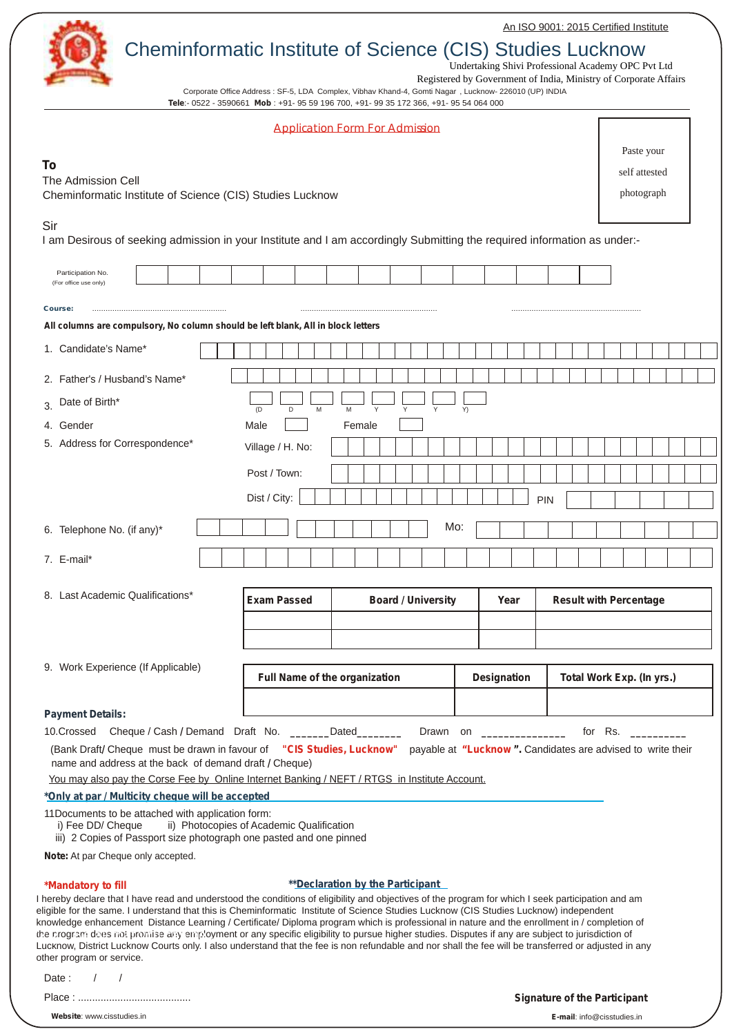An ISO 9001: 2015 Certified Institute

# Cheminformatic Institute of Science (CIS) Studies Lucknow

Undertaking Shivi Professional Academy OPC Pvt Ltd

Registered by Government of India, Ministry of Corporate Affairs

Corporate Office Address : SF-5, LDA Complex, Vibhav Khand-4, Gomti Nagar , Lucknow- 226010 (UP) INDIA

**Tele**:- 0522 - 3590661 **Mob** : +91- 95 59 196 700, +91- 99 35 172 366, +91- 95 54 064 000

## Application Form For Admission

Paste your self attested photograph

**To**

The Admission Cell

Cheminformatic Institute of Science (CIS) Studies Lucknow

Sir

I am Desirous of seeking admission in your Institute and I am accordingly Submitting the required information as under:-

Participation No.
(For office use only)

**Course:** ........................................ ........................................ ........................................

**All columns are compulsory, No column should be left blank, All in block letters**

1. Candidate's Name*
2. Father's / Husband's Name*
3. Date of Birth* (D D M M Y Y Y Y)
4. Gender — Male ☐ Female ☐
5. Address for Correspondence*
   - Village / H. No:
   - Post / Town:
   - Dist / City: PIN
6. Telephone No. (if any)* Mo:
7. E-mail*
8. Last Academic Qualifications*

| Exam Passed | Board / University | Year | Result with Percentage |
|---|---|---|---|
| | | | |
| | | | |

9. Work Experience (If Applicable)

| Full Name of the organization | Designation | Total Work Exp. (In yrs.) |
|---|---|---|
| | | |

**Payment Details:**

10.Crossed Cheque / Cash / Demand Draft No. ______Dated_______ Drawn on ______________ for Rs. _________

(Bank Draft/ Cheque must be drawn in favour of **"CIS Studies, Lucknow"** payable at **"Lucknow ".** Candidates are advised to write their name and address at the back of demand draft / Cheque)

You may also pay the Corse Fee by Online Internet Banking / NEFT / RTGS in Institute Account.

***Only at par / Multicity cheque will be accepted**

11Documents to be attached with application form:
  i) Fee DD/ Cheque  ii) Photocopies of Academic Qualification
  iii) 2 Copies of Passport size photograph one pasted and one pinned

**Note:** At par Cheque only accepted.

***Mandatory to fill**

****Declaration by the Participant**

I hereby declare that I have read and understood the conditions of eligibility and objectives of the program for which I seek participation and am eligible for the same. I understand that this is Cheminformatic Institute of Science Studies Lucknow (CIS Studies Lucknow) independent knowledge enhancement Distance Learning / Certificate/ Diploma program which is professional in nature and the enrollment in / completion of the program does not promise any employment or any specific eligibility to pursue higher studies. Disputes if any are subject to jurisdiction of Lucknow, District Lucknow Courts only. I also understand that the fee is non refundable and nor shall the fee will be transferred or adjusted in any other program or service.

Date : / /

Place : ........................................

**Signature of the Participant**

**Website**: www.cisstudies.in **E-mail**: info@cisstudies.in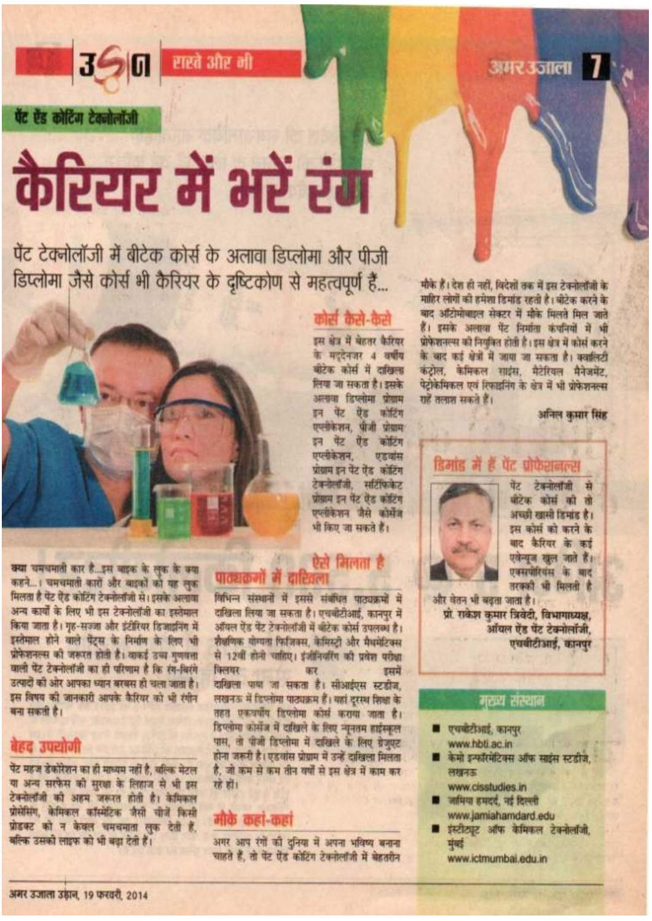उड़ान | रास्ते और भी

पेंट ऐंड कोटिंग टेक्नोलॉजी

# कैरियर में भरें रंग

पेंट टेक्नोलॉजी में बीटेक कोर्स के अलावा डिप्लोमा और पीजी डिप्लोमा जैसे कोर्स भी कैरियर के दृष्टिकोण से महत्वपूर्ण हैं...

क्या चमचमाती कार है...इस बाइक के लुक के क्या कहने...! चमचमाती कारों और बाइकों को यह लुक मिलता है पेंट ऐंड कोटिंग टेक्नोलॉजी से। इसके अलावा अन्य कार्यों के लिए भी इस टेक्नोलॉजी का इस्तेमाल किया जाता है। गृह-सज्जा और इंटीरियर डिजाइनिंग में इस्तेमाल होने वाले पेंट्स के निर्माण के लिए भी प्रोफेशनल्स की जरूरत होती है। वाकई उच्च गुणवत्ता वाली पेंट टेक्नोलॉजी का ही परिणाम है कि रंग-बिरंगे उत्पादों की ओर आपका ध्यान बरबस ही चला जाता है। इस विषय की जानकारी आपके कैरियर को भी रंगीन बना सकती है।

## बेहद उपयोगी

पेंट महज डेकोरेशन का ही माध्यम नहीं है, बल्कि मेटल या अन्य सरफेस की सुरक्षा के लिहाज से भी इस टेक्नोलॉजी की अहम जरूरत होती है। केमिकल प्रोसेसिंग, केमिकल कॉस्मेटिक जैसी चीजें किसी प्रोडक्ट को न केवल चमचमाता लुक देती हैं, बल्कि उसकी लाइफ को भी बढ़ा देती हैं।

## कोर्स कैसे-कैसे

इस क्षेत्र में बेहतर कैरियर के मद्देनजर 4 वर्षीय बीटेक कोर्स में दाखिला लिया जा सकता है। इसके अलावा डिप्लोमा प्रोग्राम इन पेंट ऐंड कोटिंग एप्लीकेशन, पीजी प्रोग्राम इन पेंट ऐंड कोटिंग एप्लीकेशन, एडवांस प्रोग्राम इन पेंट ऐंड कोटिंग टेक्नोलॉजी, सर्टिफिकेट प्रोग्राम इन पेंट ऐंड कोटिंग एप्लीकेशन जैसे कोर्सेज भी किए जा सकते हैं।

## ऐसे मिलता है पाठ्यक्रमों में दाखिला

विभिन्न संस्थानों में इससे संबंधित पाठ्यक्रमों में दाखिला लिया जा सकता है। एचबीटीआई, कानपुर में ऑयल ऐंड पेंट टेक्नोलॉजी में बीटेक कोर्स उपलब्ध है। शैक्षणिक योग्यता फिजिक्स, केमिस्ट्री और मैथमेटिक्स से 12वीं होनी चाहिए। इंजीनियरिंग की प्रवेश परीक्षा क्लियर कर इसमें दाखिला पाया जा सकता है। सीआईएस स्टडीज, लखनऊ में डिप्लोमा पाठ्यक्रम हैं। यहां दूरस्थ शिक्षा के तहत एकवर्षीय डिप्लोमा कोर्स कराया जाता है। डिप्लोमा कोर्सेज में दाखिले के लिए न्यूनतम हाईस्कूल पास, तो पीजी डिप्लोमा में दाखिले के लिए ग्रेजुएट होना जरूरी है। एडवांस प्रोग्राम में उन्हें दाखिला मिलता है, जो कम से कम तीन वर्षों से इस क्षेत्र में काम कर रहे हों।

## मौके कहां-कहां

अगर आप रंगों की दुनिया में अपना भविष्य बनाना चाहते हैं, तो पेंट ऐंड कोटिंग टेक्नोलॉजी में बेहतरीन मौके हैं। देश ही नहीं, विदेशों तक में इस टेक्नोलॉजी के माहिर लोगों की हमेशा डिमांड रहती है। बीटेक करने के बाद ऑटोमोबाइल सेक्टर में मौके मिलते मिल जाते हैं। इसके अलावा पेंट निर्माता कंपनियों में भी प्रोफेशनल्स की नियुक्ति होती है। इस क्षेत्र में कोर्स करने के बाद कई क्षेत्रों में जाया जा सकता है। क्वालिटी कंट्रोल, केमिकल साइंस, मैटेरियल मैनेजमेंट, पेट्रोकेमिकल एवं रिफाइनिंग के क्षेत्र में भी प्रोफेशनल्स राहें तलाश सकते हैं।

अनिल कुमार सिंह

## डिमांड में हैं पेंट प्रोफेशनल्स

पेंट टेक्नोलॉजी से बीटेक कोर्स की तो अच्छी खासी डिमांड है। इस कोर्स को करने के बाद कैरियर के कई एवेन्यूज खुल जाते हैं। एक्सपीरियंस के बाद तरक्की भी मिलती है और वेतन भी बढ़ता जाता है।

**प्रो. राकेश कुमार त्रिवेदी, विभागाध्यक्ष, ऑयल ऐंड पेंट टेक्नोलॉजी, एचबीटीआई, कानपुर**

## मुख्य संस्थान

- एचबीटीआई, कानपुर
  www.hbti.ac.in
- केमो इन्फॉरमेटिक्स ऑफ साइंस स्टडीज, लखनऊ
  www.cisstudies.in
- जामिया हमदर्द, नई दिल्ली
  www.jamiahamdard.edu
- इंस्टीट्यूट ऑफ केमिकल टेक्नोलॉजी, मुंबई
  www.ictmumbai.edu.in

अमर उजाला उड़ान, 19 फरवरी, 2014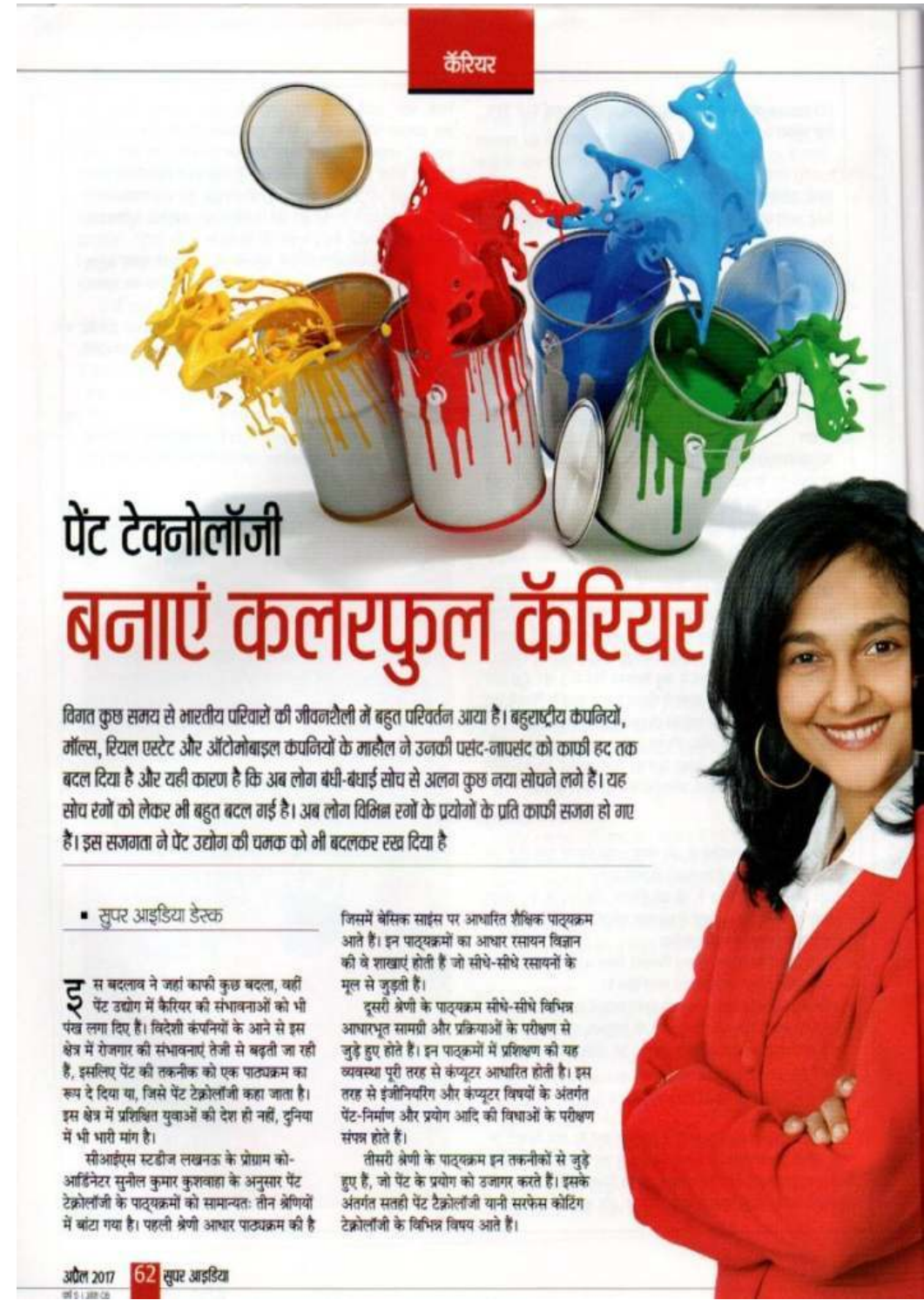कॅरियर

# पेंट टेक्नोलॉजी

# बनाएं कलरफुल कॅरियर

**विगत कुछ समय से भारतीय परिवारों की जीवनशैली में बहुत परिवर्तन आया है। बहुराष्ट्रीय कंपनियों, मॉल्स, रियल एस्टेट और ऑटोमोबाइल कंपनियों के माहौल ने उनकी पसंद-नापसंद को काफी हद तक बदल दिया है और यही कारण है कि अब लोग बंधी-बंधाई सोच से अलग कुछ नया सोचने लगे हैं। यह सोच रंगों को लेकर भी बहुत बदल गई है। अब लोग विभिन्न रंगों के प्रयोगों के प्रति काफी सजग हो गए हैं। इस सजगता ने पेंट उद्योग की चमक को भी बदलकर रख दिया है**

- सुपर आइडिया डेस्क

इस बदलाव ने जहां काफी कुछ बदला, वहीं पेंट उद्योग में कैरियर की संभावनाओं को भी पंख लगा दिए हैं। विदेशी कंपनियों के आने से इस क्षेत्र में रोजगार की संभावनाएं तेजी से बढ़ती जा रही हैं, इसलिए पेंट की तकनीक को एक पाठ्यक्रम का रूप दे दिया गया, जिसे पेंट टेक्नोलॉजी कहा जाता है। इस क्षेत्र में प्रशिक्षित युवाओं की देश ही नहीं, दुनिया में भी भारी मांग है।

सीआईएस स्टडीज लखनऊ के प्रोग्राम को-आर्डिनेटर सुनील कुमार कुशवाहा के अनुसार पेंट टेक्नोलॉजी के पाठ्यक्रमों को सामान्यतः तीन श्रेणियों में बांटा गया है। पहली श्रेणी आधार पाठ्यक्रम की है जिसमें बेसिक साइंस पर आधारित शैक्षिक पाठ्यक्रम आते हैं। इन पाठ्यक्रमों का आधार रसायन विज्ञान की वे शाखाएं होती हैं जो सीधे-सीधे रसायनों के मूल से जुड़ती हैं।

दूसरी श्रेणी के पाठ्यक्रम सीधे-सीधे विभिन्न आधारभूत सामग्री और प्रक्रियाओं के परीक्षण से जुड़े हुए होते हैं। इन पाठ्यक्रमों में प्रशिक्षण की यह व्यवस्था पूरी तरह से कंप्यूटर आधारित होती है। इस तरह से इंजीनियरिंग और कंप्यूटर विषयों के अंतर्गत पेंट-निर्माण और प्रयोग आदि की विधाओं के परीक्षण संपन्न होते हैं।

तीसरी श्रेणी के पाठ्यक्रम इन तकनीकों से जुड़े हुए हैं, जो पेंट के प्रयोग को उजागर करते हैं। इसके अंतर्गत सतही पेंट टैक्नोलॉजी यानी सरफेस कोटिंग टैक्नोलॉजी के विभिन्न विषय आते हैं।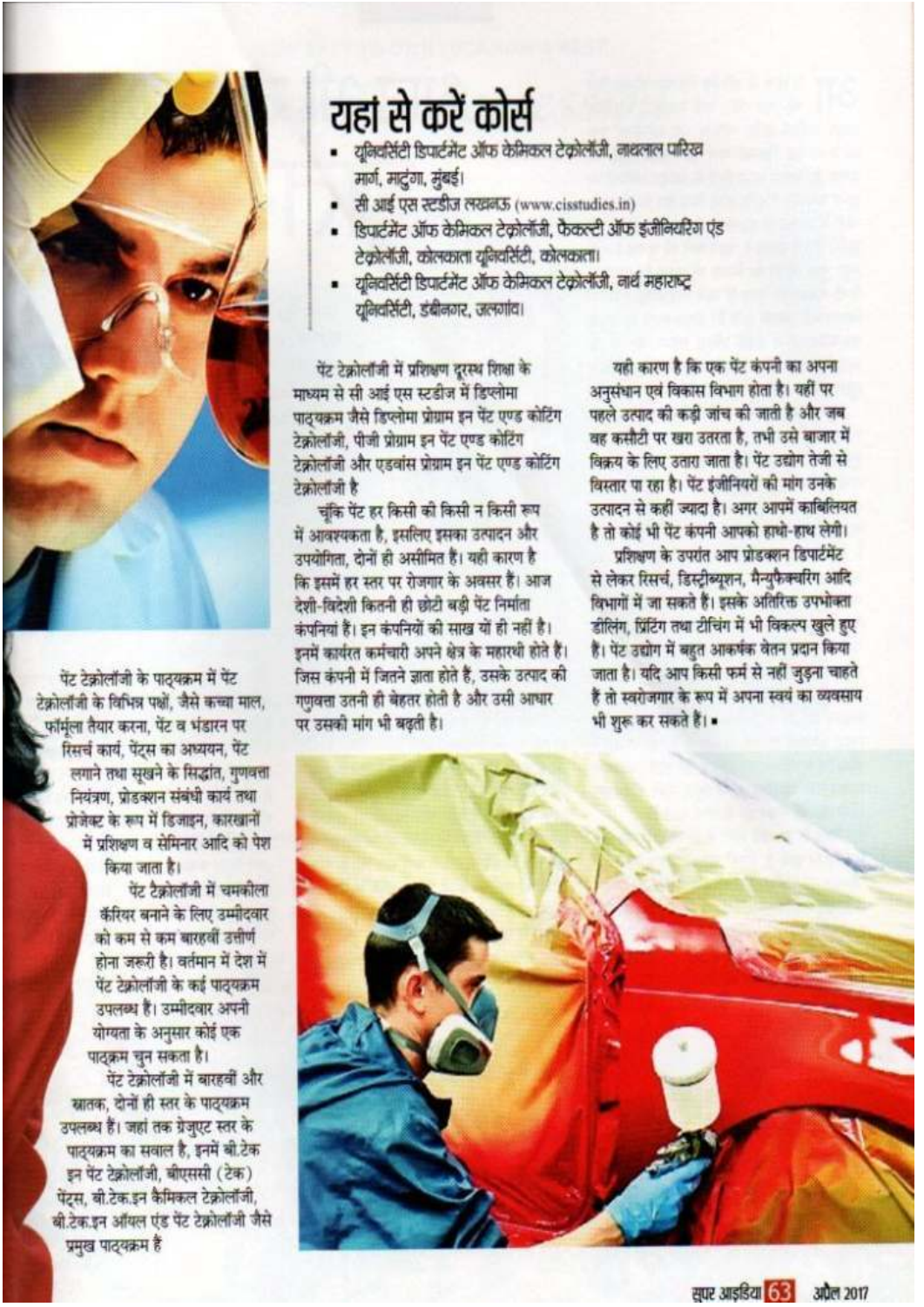## यहां से करें कोर्स

- यूनिवर्सिटी डिपार्टमेंट ऑफ केमिकल टेक्नोलॉजी, नाथलाल पारिख मार्ग, माटुंगा, मुंबई।
- सी आई एस स्टडीज लखनऊ (www.cisstudies.in)
- डिपार्टमेंट ऑफ केमिकल टेक्नोलॉजी, फैकल्टी ऑफ इंजीनियरिंग एंड टेक्नोलॉजी, कोलकाता यूनिवर्सिटी, कोलकाता।
- यूनिवर्सिटी डिपार्टमेंट ऑफ केमिकल टेक्नोलॉजी, नार्थ महाराष्ट्र यूनिवर्सिटी, उमविनगर, जलगांव।

पेंट टेक्नोलॉजी के पाठ्यक्रम में पेंट टेक्नोलॉजी के विभिन्न पक्षों, जैसे कच्चा माल, फॉर्मूला तैयार करना, पेंट व भंडारन पर रिसर्च कार्य, पेंट्स का अध्ययन, पेंट लगाने तथा सूखने के सिद्धांत, गुणवत्ता नियंत्रण, प्रोडक्शन संबंधी कार्य तथा प्रोजेक्ट के रूप में डिजाइन, कारखानों में प्रशिक्षण व सेमिनार आदि को पेश किया जाता है।

पेंट टैक्नोलॉजी में चमकीला कॅरियर बनाने के लिए उम्मीदवार को कम से कम बारहवीं उत्तीर्ण होना जरूरी है। वर्तमान में देश में पेंट टैक्नोलॉजी के कई पाठ्यक्रम उपलब्ध है। उम्मीदवार अपनी योग्यता के अनुसार कोई एक पाठ्यक्रम चुन सकता है।

पेंट टेक्नोलॉजी में बारहवीं और स्नातक, दोनों ही स्तर के पाठ्यक्रम उपलब्ध हैं। जहां तक ग्रेजुएट स्तर के पाठ्यक्रम का सवाल है, इनमें बी.टेक इन पेंट टेक्नोलॉजी, बीएससी (टेक) पेंट्स, बी.टेक.इन कैमिकल टेक्नोलॉजी, बी.टेक.इन ऑयल एंड पेंट टेक्नोलॉजी जैसे प्रमुख पाठ्यक्रम हैं

पेंट टेक्नोलॉजी में प्रशिक्षण दूरस्थ शिक्षा के माध्यम से सी आई एस स्टडीज में डिप्लोमा पाठ्यक्रम जैसे डिप्लोमा प्रोग्राम इन पेंट एण्ड कोटिंग टेक्नोलॉजी, पीजी प्रोग्राम इन पेंट एण्ड कोटिंग टेक्नोलॉजी और एडवांस प्रोग्राम इन पेंट एण्ड कोटिंग टेक्नोलॉजी है

चूंकि पेंट हर किसी को किसी न किसी रूप में आवश्यकता है, इसलिए इसका उत्पादन और उपयोगिता, दोनों ही असीमित है। यही कारण है कि इसमें हर स्तर पर रोजगार के अवसर है। आज देशी-विदेशी कितनी ही छोटी बड़ी पेंट निर्माता कंपनियां हैं। इन कंपनियों की साख यों ही नहीं है। इनमें कार्यरत कर्मचारी अपने क्षेत्र के महारथी होते हैं। जिस कंपनी में जितने ज्ञाता होते हैं, उसके उत्पाद की गुणवत्ता उतनी ही बेहतर होती है और उसी आधार पर उसकी मांग भी बढ़ती है।

यही कारण है कि एक पेंट कंपनी का अपना अनुसंधान एवं विकास विभाग होता है। यहीं पर पहले उत्पाद की कड़ी जांच की जाती है और जब वह कसौटी पर खरा उतरता है, तभी उसे बाजार में विक्रय के लिए उतारा जाता है। पेंट उद्योग तेजी से विस्तार पा रहा है। पेंट इंजीनियरों की मांग उनके उत्पादन से कहीं ज्यादा है। अगर आपमें काबिलियत है तो कोई भी पेंट कंपनी आपको हाथों-हाथ लेगी।

प्रशिक्षण के उपरांत आप प्रोडक्शन डिपार्टमेंट से लेकर रिसर्च, डिस्ट्रीब्यूशन, मैन्युफैक्चरिंग आदि विभागों में जा सकते हैं। इसके अतिरिक्त उपभोक्ता डीलिंग, प्रिंटिंग तथा टीचिंग में भी विकल्प खुले हुए है। पेंट उद्योग में बहुत आकर्षक वेतन प्रदान किया जाता है। यदि आप किसी फर्म से नहीं जुड़ना चाहते हैं तो स्वरोजगार के रूप में अपना स्वयं का व्यवसाय भी शुरू कर सकते हैं। ▪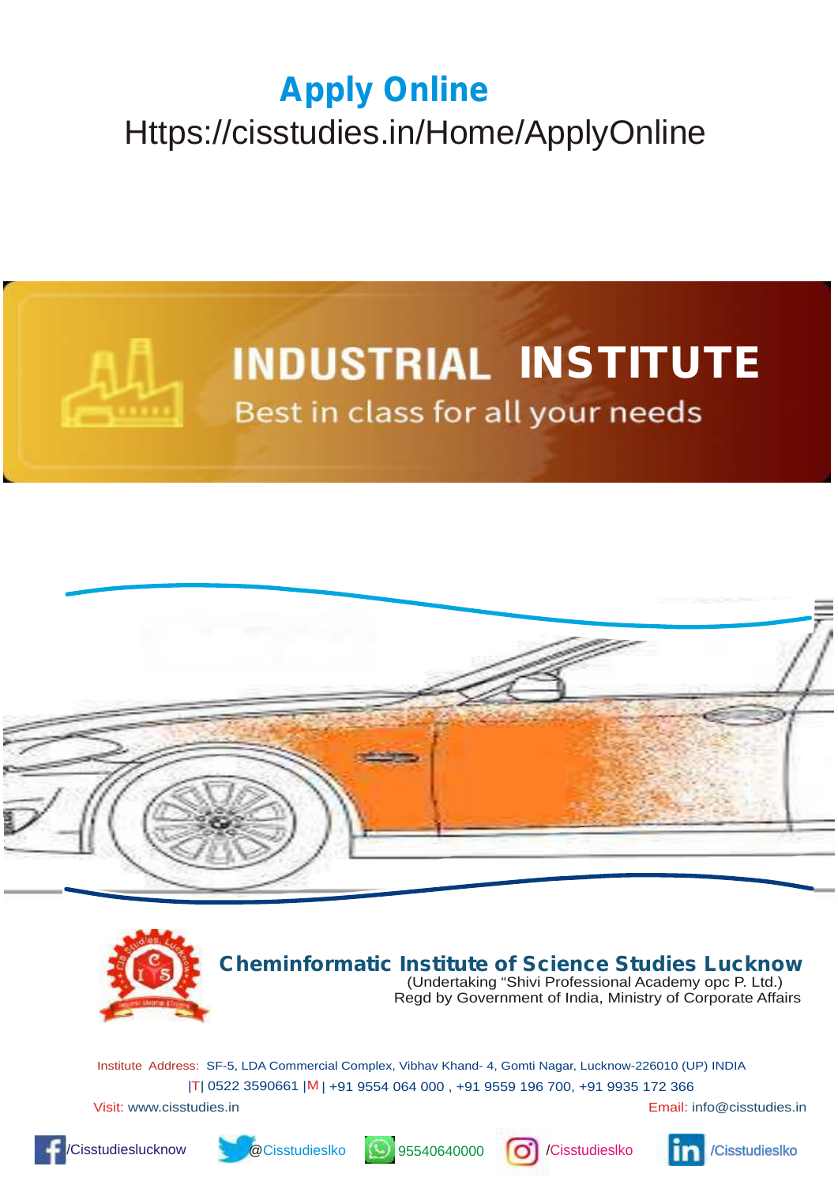## Apply Online

Https://cisstudies.in/Home/ApplyOnline

# INDUSTRIAL INSTITUTE

Best in class for all your needs

**Cheminformatic Institute of Science Studies Lucknow**

(Undertaking "Shivi Professional Academy opc P. Ltd.)

Regd by Government of India, Ministry of Corporate Affairs

Institute Address: SF-5, LDA Commercial Complex, Vibhav Khand- 4, Gomti Nagar, Lucknow-226010 (UP) INDIA

|T| 0522 3590661 |M | +91 9554 064 000 , +91 9559 196 700, +91 9935 172 366

Visit: www.cisstudies.in

Email: info@cisstudies.in

/Cisstudieslucknow @Cisstudieslko 95540640000 /Cisstudieslko /Cisstudieslko